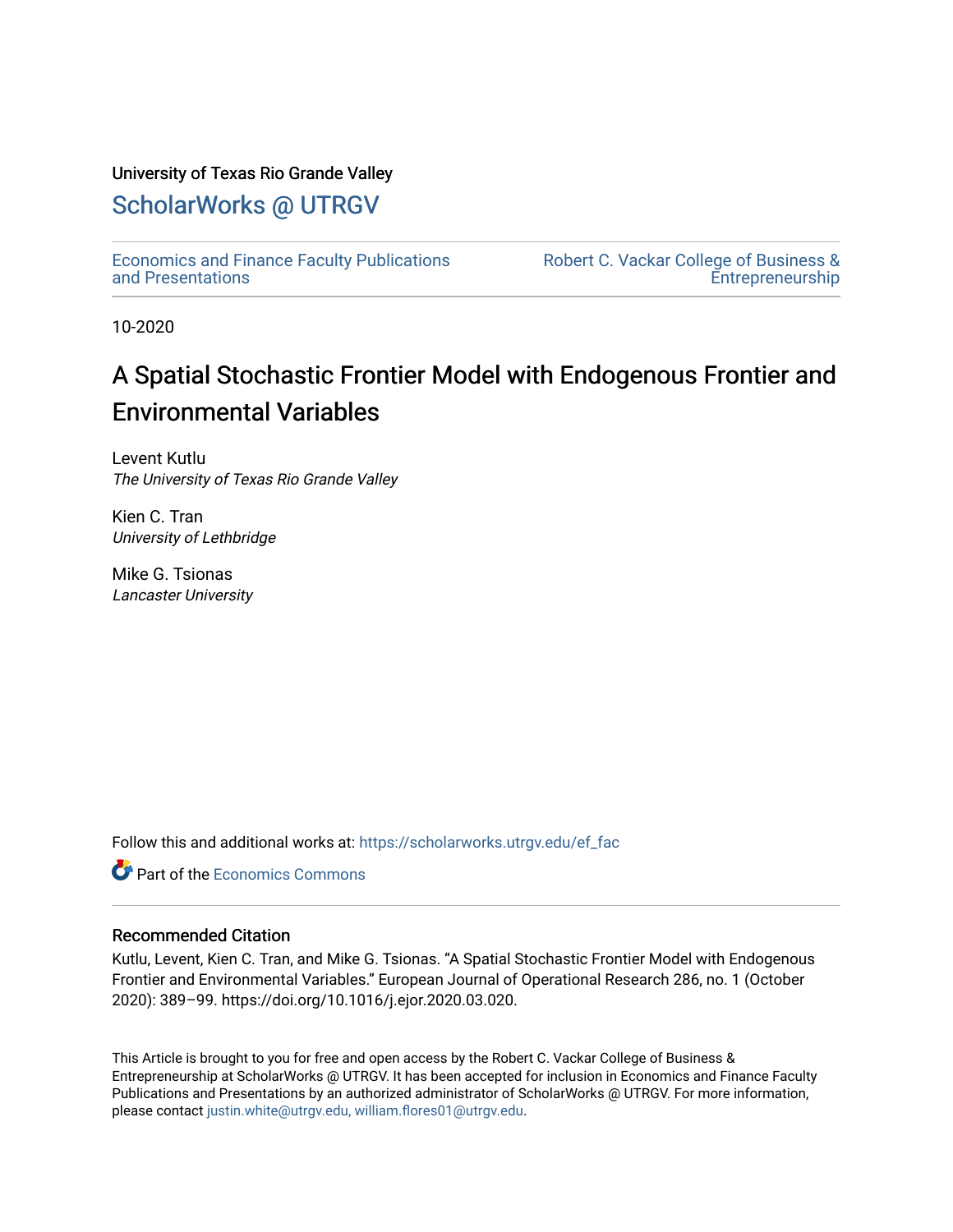University of Texas Rio Grande Valley

## ScholarWorks @ UTRGV

Economics and Finance Faculty Publications and Presentations

Robert C. Vackar College of Business & Entrepreneurship

10-2020

# A Spatial Stochastic Frontier Model with Endogenous Frontier and Environmental Variables

Levent Kutlu
*The University of Texas Rio Grande Valley*

Kien C. Tran
*University of Lethbridge*

Mike G. Tsionas
*Lancaster University*

Follow this and additional works at: https://scholarworks.utrgv.edu/ef_fac

Part of the Economics Commons

### Recommended Citation

Kutlu, Levent, Kien C. Tran, and Mike G. Tsionas. "A Spatial Stochastic Frontier Model with Endogenous Frontier and Environmental Variables." European Journal of Operational Research 286, no. 1 (October 2020): 389–99. https://doi.org/10.1016/j.ejor.2020.03.020.

This Article is brought to you for free and open access by the Robert C. Vackar College of Business & Entrepreneurship at ScholarWorks @ UTRGV. It has been accepted for inclusion in Economics and Finance Faculty Publications and Presentations by an authorized administrator of ScholarWorks @ UTRGV. For more information, please contact justin.white@utrgv.edu, william.flores01@utrgv.edu.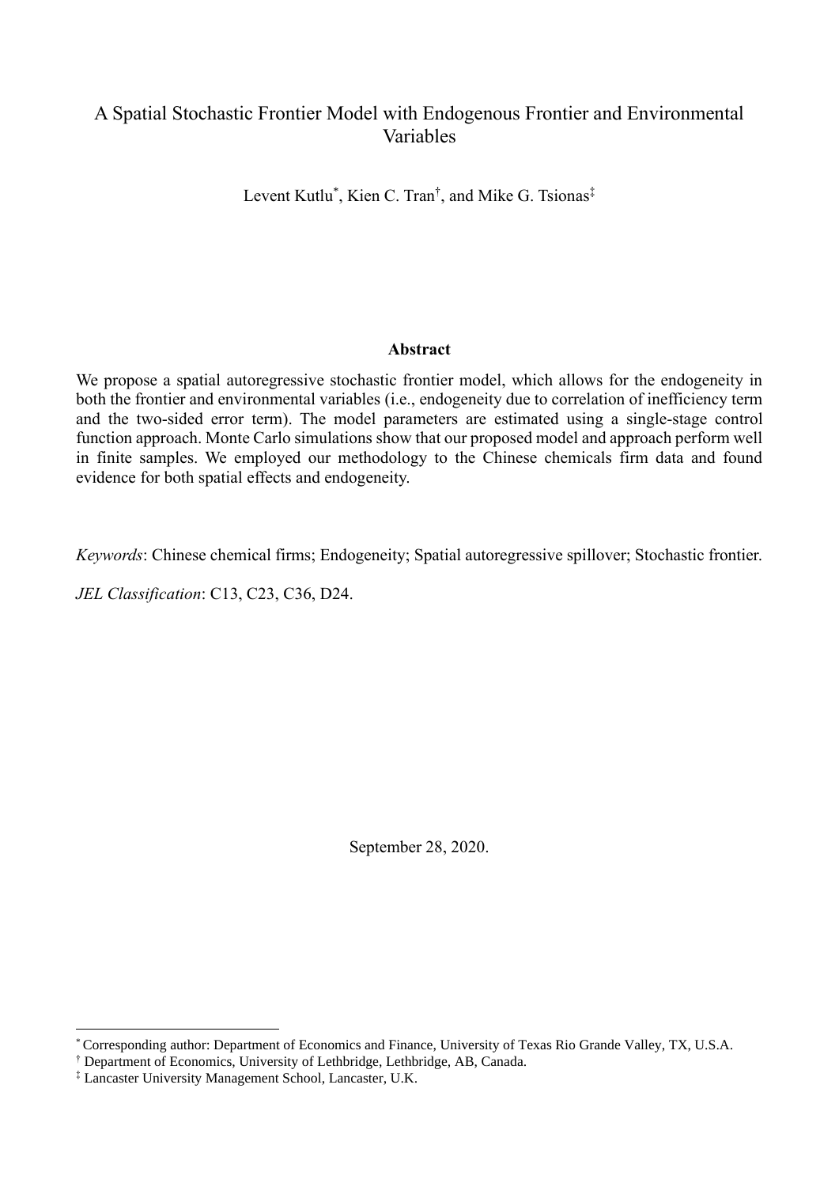# A Spatial Stochastic Frontier Model with Endogenous Frontier and Environmental Variables

Levent Kutlu[*], Kien C. Tran[†], and Mike G. Tsionas[‡]

**Abstract**

We propose a spatial autoregressive stochastic frontier model, which allows for the endogeneity in both the frontier and environmental variables (i.e., endogeneity due to correlation of inefficiency term and the two-sided error term). The model parameters are estimated using a single-stage control function approach. Monte Carlo simulations show that our proposed model and approach perform well in finite samples. We employed our methodology to the Chinese chemicals firm data and found evidence for both spatial effects and endogeneity.

*Keywords*: Chinese chemical firms; Endogeneity; Spatial autoregressive spillover; Stochastic frontier.

*JEL Classification*: C13, C23, C36, D24.

September 28, 2020.

---

[*] Corresponding author: Department of Economics and Finance, University of Texas Rio Grande Valley, TX, U.S.A.

[†] Department of Economics, University of Lethbridge, Lethbridge, AB, Canada.

[‡] Lancaster University Management School, Lancaster, U.K.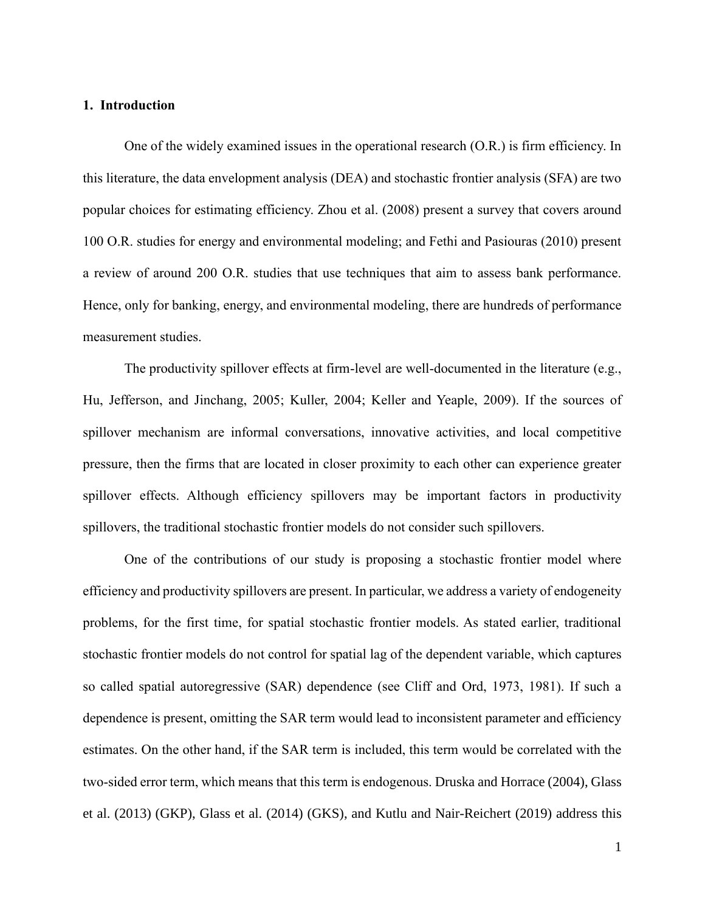## 1. Introduction

One of the widely examined issues in the operational research (O.R.) is firm efficiency. In this literature, the data envelopment analysis (DEA) and stochastic frontier analysis (SFA) are two popular choices for estimating efficiency. Zhou et al. (2008) present a survey that covers around 100 O.R. studies for energy and environmental modeling; and Fethi and Pasiouras (2010) present a review of around 200 O.R. studies that use techniques that aim to assess bank performance. Hence, only for banking, energy, and environmental modeling, there are hundreds of performance measurement studies.

The productivity spillover effects at firm-level are well-documented in the literature (e.g., Hu, Jefferson, and Jinchang, 2005; Kuller, 2004; Keller and Yeaple, 2009). If the sources of spillover mechanism are informal conversations, innovative activities, and local competitive pressure, then the firms that are located in closer proximity to each other can experience greater spillover effects. Although efficiency spillovers may be important factors in productivity spillovers, the traditional stochastic frontier models do not consider such spillovers.

One of the contributions of our study is proposing a stochastic frontier model where efficiency and productivity spillovers are present. In particular, we address a variety of endogeneity problems, for the first time, for spatial stochastic frontier models. As stated earlier, traditional stochastic frontier models do not control for spatial lag of the dependent variable, which captures so called spatial autoregressive (SAR) dependence (see Cliff and Ord, 1973, 1981). If such a dependence is present, omitting the SAR term would lead to inconsistent parameter and efficiency estimates. On the other hand, if the SAR term is included, this term would be correlated with the two-sided error term, which means that this term is endogenous. Druska and Horrace (2004), Glass et al. (2013) (GKP), Glass et al. (2014) (GKS), and Kutlu and Nair-Reichert (2019) address this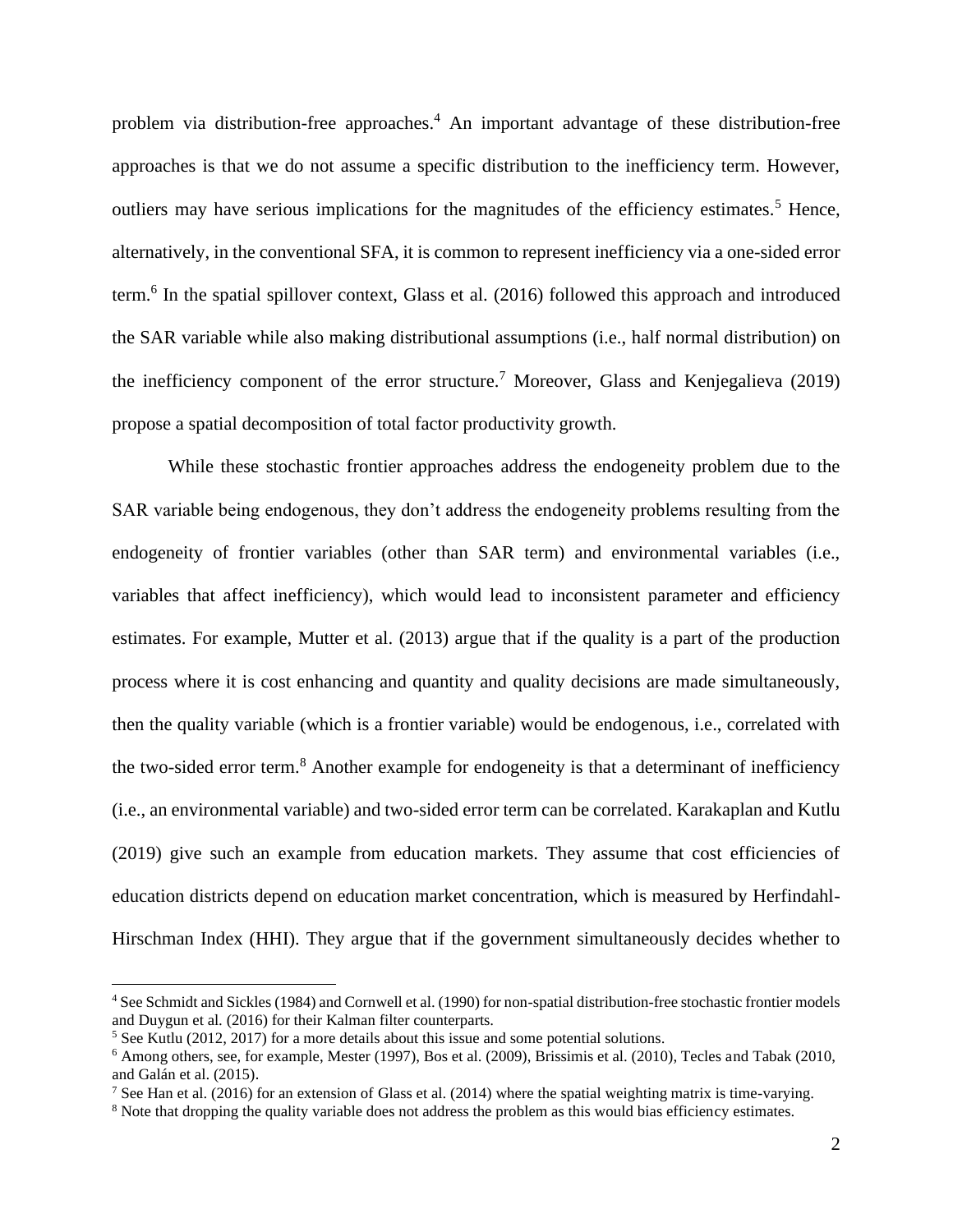problem via distribution-free approaches.[4] An important advantage of these distribution-free approaches is that we do not assume a specific distribution to the inefficiency term. However, outliers may have serious implications for the magnitudes of the efficiency estimates.[5] Hence, alternatively, in the conventional SFA, it is common to represent inefficiency via a one-sided error term.[6] In the spatial spillover context, Glass et al. (2016) followed this approach and introduced the SAR variable while also making distributional assumptions (i.e., half normal distribution) on the inefficiency component of the error structure.[7] Moreover, Glass and Kenjegalieva (2019) propose a spatial decomposition of total factor productivity growth.

While these stochastic frontier approaches address the endogeneity problem due to the SAR variable being endogenous, they don't address the endogeneity problems resulting from the endogeneity of frontier variables (other than SAR term) and environmental variables (i.e., variables that affect inefficiency), which would lead to inconsistent parameter and efficiency estimates. For example, Mutter et al. (2013) argue that if the quality is a part of the production process where it is cost enhancing and quantity and quality decisions are made simultaneously, then the quality variable (which is a frontier variable) would be endogenous, i.e., correlated with the two-sided error term.[8] Another example for endogeneity is that a determinant of inefficiency (i.e., an environmental variable) and two-sided error term can be correlated. Karakaplan and Kutlu (2019) give such an example from education markets. They assume that cost efficiencies of education districts depend on education market concentration, which is measured by Herfindahl-Hirschman Index (HHI). They argue that if the government simultaneously decides whether to

---

[4] See Schmidt and Sickles (1984) and Cornwell et al. (1990) for non-spatial distribution-free stochastic frontier models and Duygun et al. (2016) for their Kalman filter counterparts.

[5] See Kutlu (2012, 2017) for a more details about this issue and some potential solutions.

[6] Among others, see, for example, Mester (1997), Bos et al. (2009), Brissimis et al. (2010), Tecles and Tabak (2010, and Galán et al. (2015).

[7] See Han et al. (2016) for an extension of Glass et al. (2014) where the spatial weighting matrix is time-varying.

[8] Note that dropping the quality variable does not address the problem as this would bias efficiency estimates.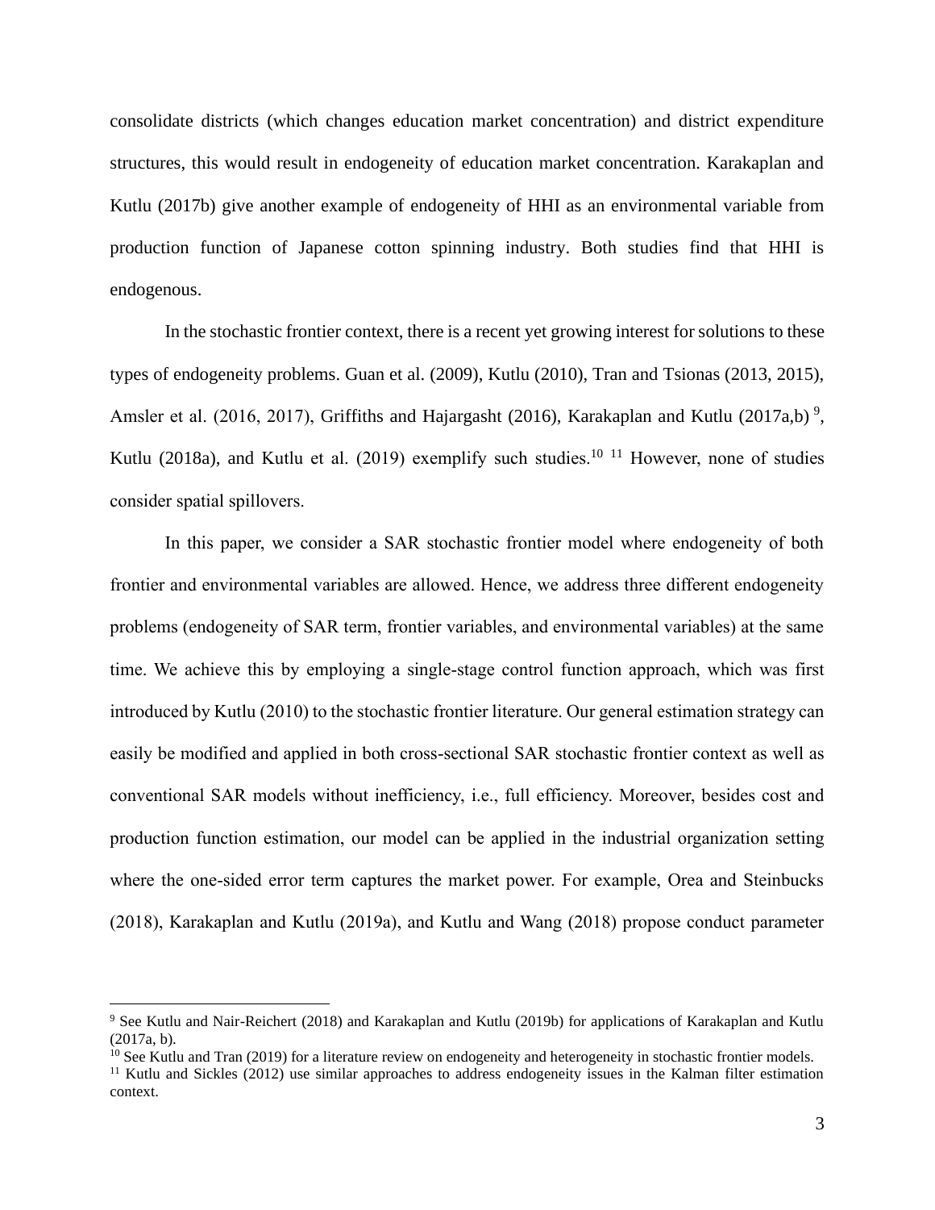consolidate districts (which changes education market concentration) and district expenditure structures, this would result in endogeneity of education market concentration. Karakaplan and Kutlu (2017b) give another example of endogeneity of HHI as an environmental variable from production function of Japanese cotton spinning industry. Both studies find that HHI is endogenous.

In the stochastic frontier context, there is a recent yet growing interest for solutions to these types of endogeneity problems. Guan et al. (2009), Kutlu (2010), Tran and Tsionas (2013, 2015), Amsler et al. (2016, 2017), Griffiths and Hajargasht (2016), Karakaplan and Kutlu (2017a,b) [9], Kutlu (2018a), and Kutlu et al. (2019) exemplify such studies.[10] [11] However, none of studies consider spatial spillovers.

In this paper, we consider a SAR stochastic frontier model where endogeneity of both frontier and environmental variables are allowed. Hence, we address three different endogeneity problems (endogeneity of SAR term, frontier variables, and environmental variables) at the same time. We achieve this by employing a single-stage control function approach, which was first introduced by Kutlu (2010) to the stochastic frontier literature. Our general estimation strategy can easily be modified and applied in both cross-sectional SAR stochastic frontier context as well as conventional SAR models without inefficiency, i.e., full efficiency. Moreover, besides cost and production function estimation, our model can be applied in the industrial organization setting where the one-sided error term captures the market power. For example, Orea and Steinbucks (2018), Karakaplan and Kutlu (2019a), and Kutlu and Wang (2018) propose conduct parameter

[9] See Kutlu and Nair-Reichert (2018) and Karakaplan and Kutlu (2019b) for applications of Karakaplan and Kutlu (2017a, b).

[10] See Kutlu and Tran (2019) for a literature review on endogeneity and heterogeneity in stochastic frontier models.

[11] Kutlu and Sickles (2012) use similar approaches to address endogeneity issues in the Kalman filter estimation context.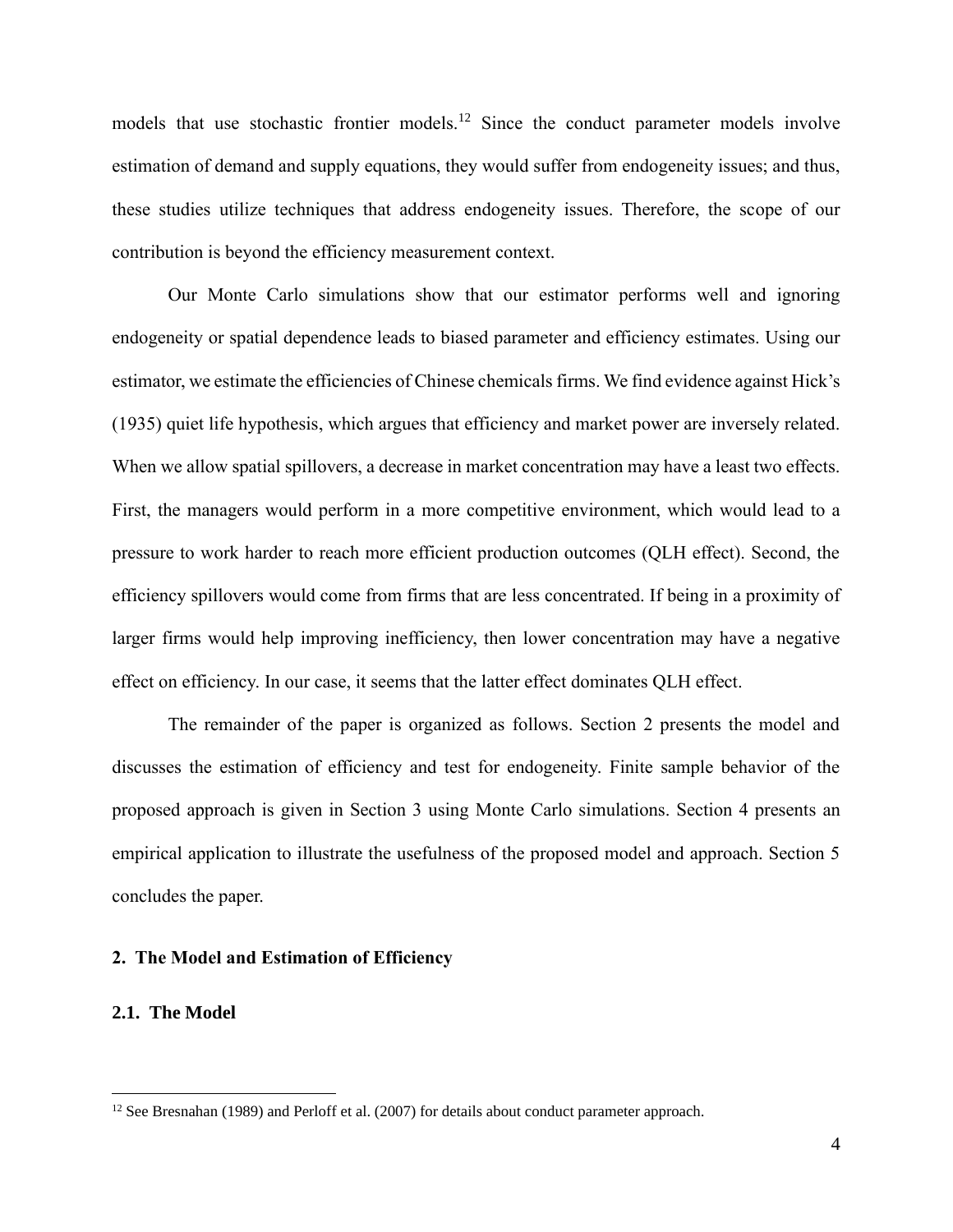models that use stochastic frontier models.[12] Since the conduct parameter models involve estimation of demand and supply equations, they would suffer from endogeneity issues; and thus, these studies utilize techniques that address endogeneity issues. Therefore, the scope of our contribution is beyond the efficiency measurement context.

Our Monte Carlo simulations show that our estimator performs well and ignoring endogeneity or spatial dependence leads to biased parameter and efficiency estimates. Using our estimator, we estimate the efficiencies of Chinese chemicals firms. We find evidence against Hick's (1935) quiet life hypothesis, which argues that efficiency and market power are inversely related. When we allow spatial spillovers, a decrease in market concentration may have a least two effects. First, the managers would perform in a more competitive environment, which would lead to a pressure to work harder to reach more efficient production outcomes (QLH effect). Second, the efficiency spillovers would come from firms that are less concentrated. If being in a proximity of larger firms would help improving inefficiency, then lower concentration may have a negative effect on efficiency. In our case, it seems that the latter effect dominates QLH effect.

The remainder of the paper is organized as follows. Section 2 presents the model and discusses the estimation of efficiency and test for endogeneity. Finite sample behavior of the proposed approach is given in Section 3 using Monte Carlo simulations. Section 4 presents an empirical application to illustrate the usefulness of the proposed model and approach. Section 5 concludes the paper.

## 2. The Model and Estimation of Efficiency

### 2.1. The Model

[12] See Bresnahan (1989) and Perloff et al. (2007) for details about conduct parameter approach.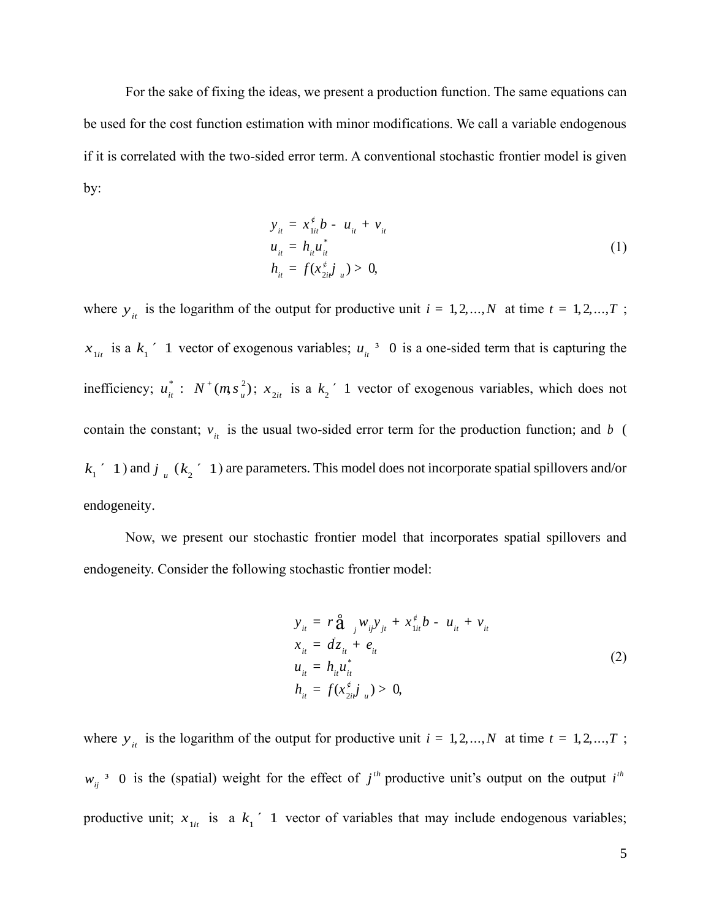For the sake of fixing the ideas, we present a production function. The same equations can be used for the cost function estimation with minor modifications. We call a variable endogenous if it is correlated with the two-sided error term. A conventional stochastic frontier model is given by:

$$
\begin{aligned}
y_{it} &= x_{1it}'\beta - u_{it} + v_{it} \\
u_{it} &= h_{it}u_{it}^{*} \\
h_{it} &= f(x_{2it}'\varphi_u) > 0,
\end{aligned}
\tag{1}
$$

where $y_{it}$ is the logarithm of the output for productive unit $i = 1, 2, \ldots, N$ at time $t = 1, 2, \ldots, T$; $x_{1it}$ is a $k_1 \times 1$ vector of exogenous variables; $u_{it} \geq 0$ is a one-sided term that is capturing the inefficiency; $u_{it}^{*} \sim N^{+}(\mu, \sigma_u^2)$; $x_{2it}$ is a $k_2 \times 1$ vector of exogenous variables, which does not contain the constant; $v_{it}$ is the usual two-sided error term for the production function; and $\beta$ ($k_1 \times 1$) and $\varphi_u$ ($k_2 \times 1$) are parameters. This model does not incorporate spatial spillovers and/or endogeneity.

Now, we present our stochastic frontier model that incorporates spatial spillovers and endogeneity. Consider the following stochastic frontier model:

$$
\begin{aligned}
y_{it} &= \rho \sum_j w_{ij} y_{jt} + x_{1it}'\beta - u_{it} + v_{it} \\
x_{it} &= \delta z_{it} + e_{it} \\
u_{it} &= h_{it}u_{it}^{*} \\
h_{it} &= f(x_{2it}'\varphi_u) > 0,
\end{aligned}
\tag{2}
$$

where $y_{it}$ is the logarithm of the output for productive unit $i = 1, 2, \ldots, N$ at time $t = 1, 2, \ldots, T$; $w_{ij} \geq 0$ is the (spatial) weight for the effect of $j^{th}$ productive unit's output on the output $i^{th}$ productive unit; $x_{1it}$ is a $k_1 \times 1$ vector of variables that may include endogenous variables;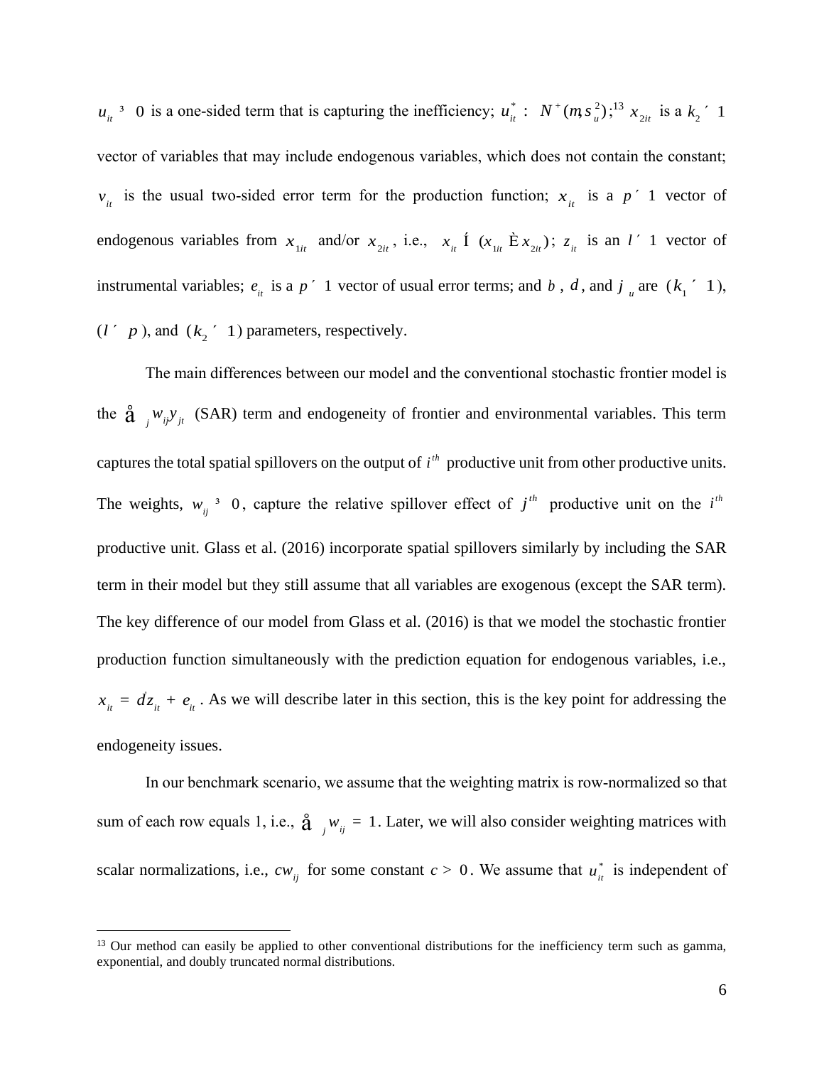$u_{it} \geq 0$ is a one-sided term that is capturing the inefficiency; $u_{it}^{*} \sim N^{+}(\mu, \sigma_u^2)$;[13] $x_{2it}$ is a $k_2 \times 1$ vector of variables that may include endogenous variables, which does not contain the constant; $v_{it}$ is the usual two-sided error term for the production function; $x_{it}$ is a $p \times 1$ vector of endogenous variables from $x_{1it}$ and/or $x_{2it}$, i.e., $x_{it} \subseteq (x_{1it} \cup x_{2it})$; $z_{it}$ is an $l \times 1$ vector of instrumental variables; $e_{it}$ is a $p \times 1$ vector of usual error terms; and $\beta$, $\delta$, and $\varphi_u$ are $(k_1 \times 1)$, $(l \times p)$, and $(k_2 \times 1)$ parameters, respectively.

The main differences between our model and the conventional stochastic frontier model is the $\sum_j w_{ij} y_{jt}$ (SAR) term and endogeneity of frontier and environmental variables. This term captures the total spatial spillovers on the output of $i^{th}$ productive unit from other productive units. The weights, $w_{ij} \geq 0$, capture the relative spillover effect of $j^{th}$ productive unit on the $i^{th}$ productive unit. Glass et al. (2016) incorporate spatial spillovers similarly by including the SAR term in their model but they still assume that all variables are exogenous (except the SAR term). The key difference of our model from Glass et al. (2016) is that we model the stochastic frontier production function simultaneously with the prediction equation for endogenous variables, i.e., $x_{it} = \delta' z_{it} + e_{it}$. As we will describe later in this section, this is the key point for addressing the endogeneity issues.

In our benchmark scenario, we assume that the weighting matrix is row-normalized so that sum of each row equals 1, i.e., $\sum_j w_{ij} = 1$. Later, we will also consider weighting matrices with scalar normalizations, i.e., $cw_{ij}$ for some constant $c > 0$. We assume that $u_{it}^{*}$ is independent of

[13] Our method can easily be applied to other conventional distributions for the inefficiency term such as gamma, exponential, and doubly truncated normal distributions.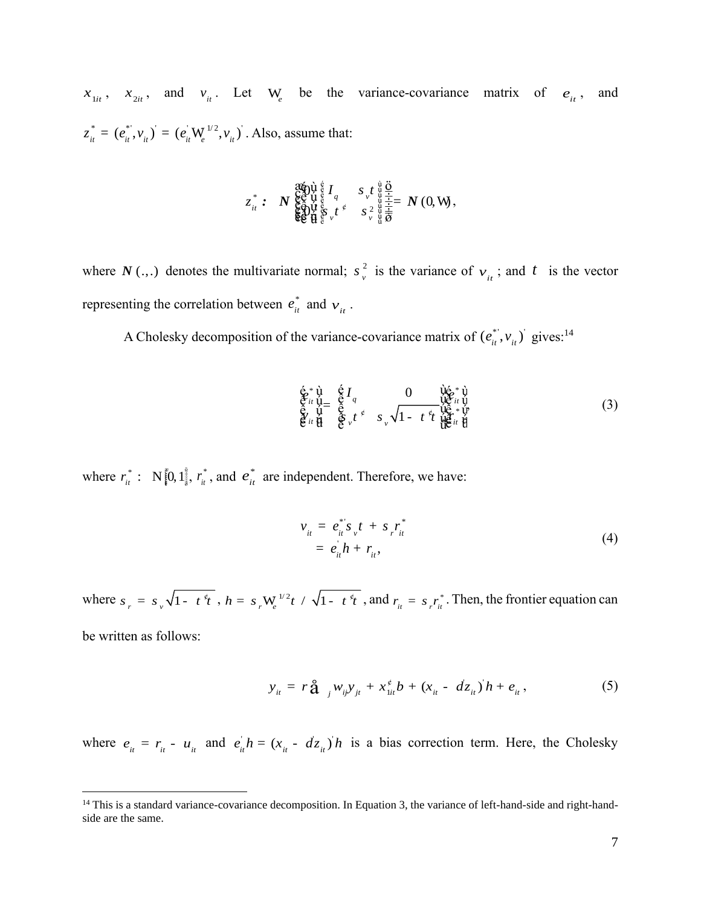$x_{1it}$, $x_{2it}$, and $v_{it}$. Let $\Omega_e$ be the variance-covariance matrix of $e_{it}$, and $z_{it}^* = (e_{it}^{*'}, v_{it})' = (e_{it}'\Omega_e^{1/2}, v_{it})'$. Also, assume that:

$$z_{it}^* \sim N\left(\begin{bmatrix} 0 \\ 0 \end{bmatrix}, \begin{bmatrix} I_q & \sigma_v \tau \\ \sigma_v \tau' & \sigma_v^2 \end{bmatrix}\right) = N(0, \Omega),$$

where $N(.,.)$ denotes the multivariate normal; $\sigma_v^2$ is the variance of $v_{it}$; and $\tau$ is the vector representing the correlation between $e_{it}^*$ and $v_{it}$.

A Cholesky decomposition of the variance-covariance matrix of $(e_{it}^{*'}, v_{it})'$ gives:[14]

$$\begin{bmatrix} e_{it}^* \\ v_{it} \end{bmatrix} = \begin{bmatrix} I_q & 0 \\ \sigma_v \tau' & \sigma_v \sqrt{1 - \tau'\tau} \end{bmatrix} \begin{bmatrix} e_{it}^* \\ r_{it}^* \end{bmatrix} \tag{3}$$

where $r_{it}^* \sim N[0,1]$, $r_{it}^*$, and $e_{it}^*$ are independent. Therefore, we have:

$$\begin{aligned} v_{it} &= e_{it}^{*'}\sigma_v \tau + \sigma_r r_{it}^* \\ &= e_{it}'\eta + r_{it}, \end{aligned} \tag{4}$$

where $\sigma_r = \sigma_v \sqrt{1 - \tau'\tau}$, $\eta = \sigma_r \Omega_e^{1/2} \tau / \sqrt{1 - \tau'\tau}$, and $r_{it} = \sigma_r r_{it}^*$. Then, the frontier equation can be written as follows:

$$y_{it} = \rho \sum_j w_{ij} y_{jt} + x_{1it}'\beta + (x_{it} - \delta z_{it})'\eta + \varepsilon_{it}, \tag{5}$$

where $\varepsilon_{it} = r_{it} - u_{it}$ and $e_{it}'\eta = (x_{it} - \delta z_{it})'\eta$ is a bias correction term. Here, the Cholesky

---

[14] This is a standard variance-covariance decomposition. In Equation 3, the variance of left-hand-side and right-hand-side are the same.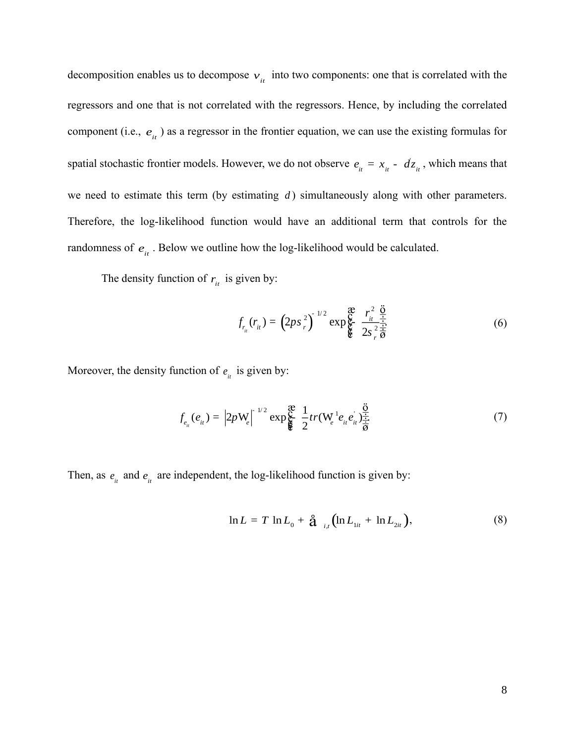decomposition enables us to decompose $v_{it}$ into two components: one that is correlated with the regressors and one that is not correlated with the regressors. Hence, by including the correlated component (i.e., $e_{it}$ ) as a regressor in the frontier equation, we can use the existing formulas for spatial stochastic frontier models. However, we do not observe $e_{it} = x_{it} - d'z_{it}$, which means that we need to estimate this term (by estimating $d$) simultaneously along with other parameters. Therefore, the log-likelihood function would have an additional term that controls for the randomness of $e_{it}$. Below we outline how the log-likelihood would be calculated.

The density function of $r_{it}$ is given by:

$$f_{r_{it}}(r_{it}) = \left(2\pi\sigma_r^2\right)^{-1/2} \exp\left(-\frac{r_{it}^2}{2\sigma_r^2}\right) \tag{6}$$

Moreover, the density function of $e_{it}$ is given by:

$$f_{e_{it}}(e_{it}) = \left|2\pi\Omega_e\right|^{-1/2} \exp\left(-\frac{1}{2}tr(\Omega_e^{-1}e_{it}e_{it}^{'})\right) \tag{7}$$

Then, as $e_{it}$ and $e_{it}$ are independent, the log-likelihood function is given by:

$$\ln L = T\ \ln L_0 + \sum_{i,t}\left(\ln L_{1it} + \ln L_{2it}\right), \tag{8}$$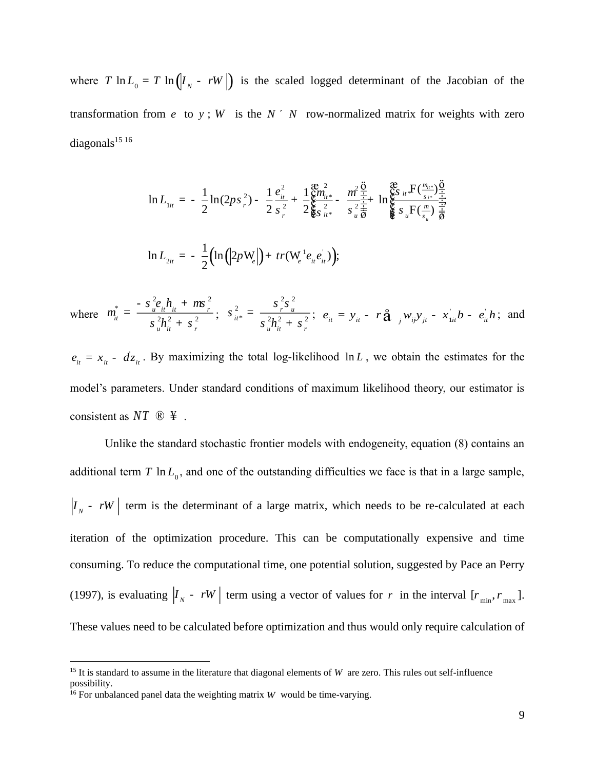where $T \ln L_0 = T \ln\left(\left|I_N - \rho W\right|\right)$ is the scaled logged determinant of the Jacobian of the transformation from $e$ to $y$; $W$ is the $N \times N$ row-normalized matrix for weights with zero diagonals[15] [16]

$$\ln L_{1it} = -\frac{1}{2}\ln(2\pi\sigma_r^2) - \frac{1}{2}\frac{e_{it}^2}{\sigma_r^2} + \frac{1}{2}\left(\frac{\mu_{it*}^2}{\sigma_{it*}^2} - \frac{\mu^2}{\sigma_u^2}\right) + \ln\left(\frac{\sigma_{it*}\Phi(\frac{\mu_{it*}}{\sigma_{i*}})}{\sigma_u\Phi(\frac{\mu}{\sigma_u})}\right);$$

$$\ln L_{2it} = -\frac{1}{2}\left(\ln\left(\left|2\pi\Omega_\varepsilon\right|\right) + tr(\Omega_\varepsilon^{-1}\varepsilon_{it}\varepsilon_{it}^{'})\right);$$

where $\mu_{it}^* = \dfrac{-\sigma_u^2 e_{it} h_{it} + \mu\sigma_r^2}{\sigma_u^2 h_{it}^2 + \sigma_r^2}$; $\sigma_{it*}^2 = \dfrac{\sigma_r^2\sigma_u^2}{\sigma_u^2 h_{it}^2 + \sigma_r^2}$; $e_{it} = y_{it} - \rho\sum_j w_{ij} y_{jt} - x_{1it}^{'}\beta - \varepsilon_{it}^{'}\eta$; and $\varepsilon_{it} = x_{it} - \delta' z_{it}$. By maximizing the total log-likelihood $\ln L$, we obtain the estimates for the model's parameters. Under standard conditions of maximum likelihood theory, our estimator is consistent as $NT \to \infty$.

Unlike the standard stochastic frontier models with endogeneity, equation (8) contains an additional term $T \ln L_0$, and one of the outstanding difficulties we face is that in a large sample, $\left|I_N - \rho W\right|$ term is the determinant of a large matrix, which needs to be re-calculated at each iteration of the optimization procedure. This can be computationally expensive and time consuming. To reduce the computational time, one potential solution, suggested by Pace an Perry (1997), is evaluating $\left|I_N - \rho W\right|$ term using a vector of values for $\rho$ in the interval $[\rho_{\min}, \rho_{\max}]$. These values need to be calculated before optimization and thus would only require calculation of

---

[15] It is standard to assume in the literature that diagonal elements of $W$ are zero. This rules out self-influence possibility.

[16] For unbalanced panel data the weighting matrix $W$ would be time-varying.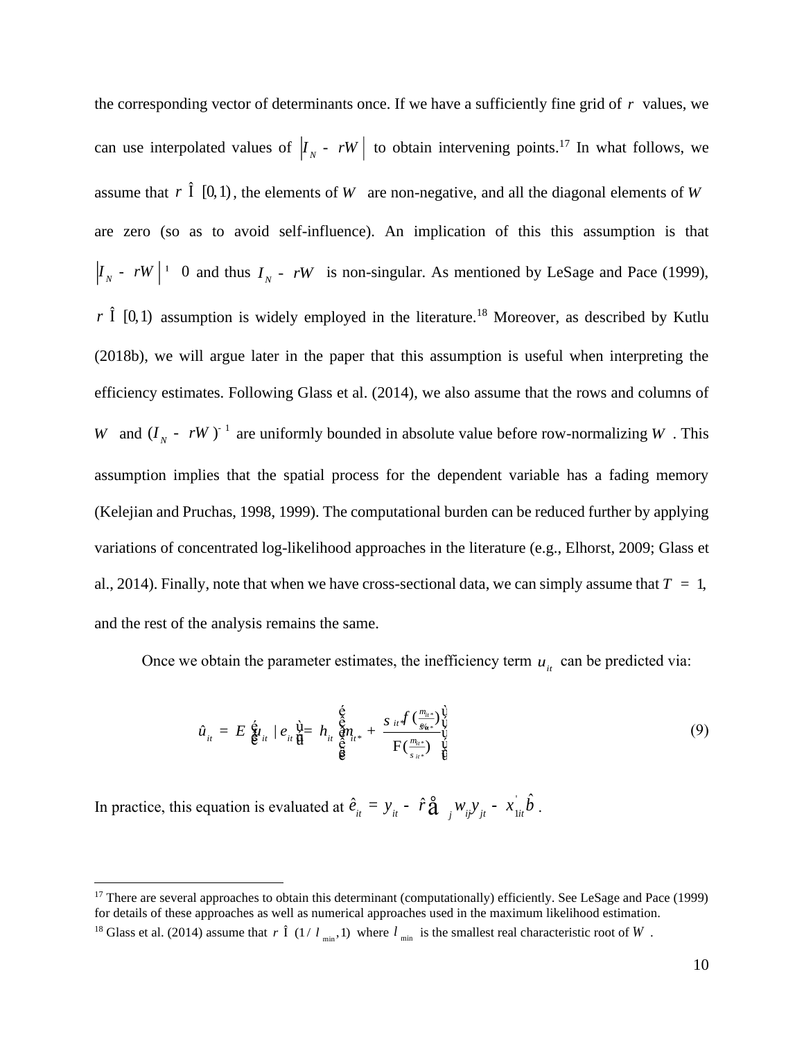the corresponding vector of determinants once. If we have a sufficiently fine grid of $\rho$ values, we can use interpolated values of $\left|I_N - \rho W\right|$ to obtain intervening points.[17] In what follows, we assume that $\rho \in [0,1)$, the elements of $W$ are non-negative, and all the diagonal elements of $W$ are zero (so as to avoid self-influence). An implication of this this assumption is that $\left|I_N - \rho W\right| \neq 0$ and thus $I_N - \rho W$ is non-singular. As mentioned by LeSage and Pace (1999), $\rho \in [0,1)$ assumption is widely employed in the literature.[18] Moreover, as described by Kutlu (2018b), we will argue later in the paper that this assumption is useful when interpreting the efficiency estimates. Following Glass et al. (2014), we also assume that the rows and columns of $W$ and $(I_N - \rho W)^{-1}$ are uniformly bounded in absolute value before row-normalizing $W$. This assumption implies that the spatial process for the dependent variable has a fading memory (Kelejian and Pruchas, 1998, 1999). The computational burden can be reduced further by applying variations of concentrated log-likelihood approaches in the literature (e.g., Elhorst, 2009; Glass et al., 2014). Finally, note that when we have cross-sectional data, we can simply assume that $T = 1$, and the rest of the analysis remains the same.

Once we obtain the parameter estimates, the inefficiency term $u_{it}$ can be predicted via:

$$\hat{u}_{it} = E\left[u_{it} \mid e_{it}\right] = h_{it}\left[\mu_{it*} + \frac{\sigma_{it*}\phi\left(\frac{\mu_{it*}}{\sigma_{it*}}\right)}{\Phi\left(\frac{\mu_{it*}}{\sigma_{it*}}\right)}\right] \tag{9}$$

In practice, this equation is evaluated at $\hat{e}_{it} = y_{it} - \hat{\rho}\sum_j w_{ij}y_{jt} - x_{1it}'\hat{\beta}$.

[17] There are several approaches to obtain this determinant (computationally) efficiently. See LeSage and Pace (1999) for details of these approaches as well as numerical approaches used in the maximum likelihood estimation.

[18] Glass et al. (2014) assume that $\rho \in (1/\lambda_{\min}, 1)$ where $\lambda_{\min}$ is the smallest real characteristic root of $W$.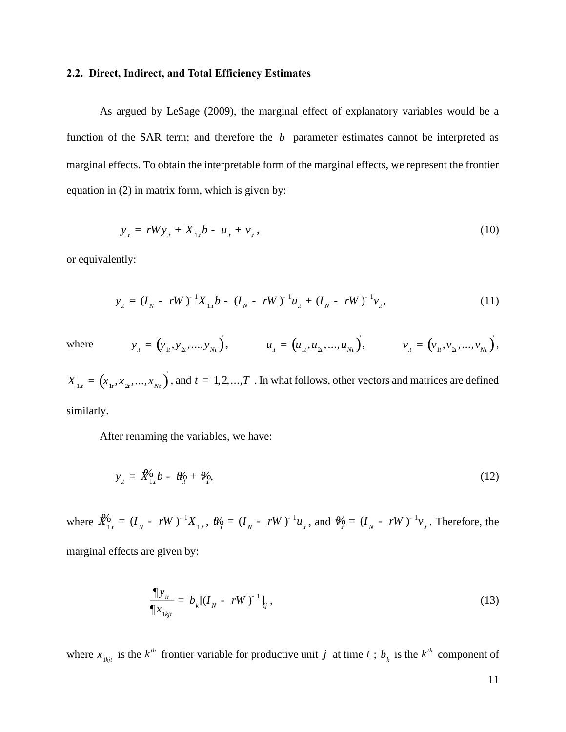## 2.2. Direct, Indirect, and Total Efficiency Estimates

As argued by LeSage (2009), the marginal effect of explanatory variables would be a function of the SAR term; and therefore the $b$ parameter estimates cannot be interpreted as marginal effects. To obtain the interpretable form of the marginal effects, we represent the frontier equation in (2) in matrix form, which is given by:

$$y_{.t} = \rho W y_{.t} + X_{1.t} b - u_{.t} + v_{.t}, \tag{10}$$

or equivalently:

$$y_{.t} = (I_N - \rho W)^{-1} X_{1.t} b - (I_N - \rho W)^{-1} u_{.t} + (I_N - \rho W)^{-1} v_{.t}, \tag{11}$$

where $y_{.t} = (y_{1t}, y_{2t}, \ldots, y_{Nt})'$, $u_{.t} = (u_{1t}, u_{2t}, \ldots, u_{Nt})'$, $v_{.t} = (v_{1t}, v_{2t}, \ldots, v_{Nt})'$, $X_{1.t} = (x_{1t}, x_{2t}, \ldots, x_{Nt})'$, and $t = 1, 2, \ldots, T$. In what follows, other vectors and matrices are defined similarly.

After renaming the variables, we have:

$$y_{.t} = \tilde{X}_{1.t} b - \tilde{u}_{.t} + \tilde{v}_{.t}, \tag{12}$$

where $\tilde{X}_{1.t} = (I_N - \rho W)^{-1} X_{1.t}$, $\tilde{u}_{.t} = (I_N - \rho W)^{-1} u_{.t}$, and $\tilde{v}_{.t} = (I_N - \rho W)^{-1} v_{.t}$. Therefore, the marginal effects are given by:

$$\frac{\partial y_{it}}{\partial x_{1kjt}} = b_k [(I_N - \rho W)^{-1}]_{ij}, \tag{13}$$

where $x_{1kjt}$ is the $k^{th}$ frontier variable for productive unit $j$ at time $t$; $b_k$ is the $k^{th}$ component of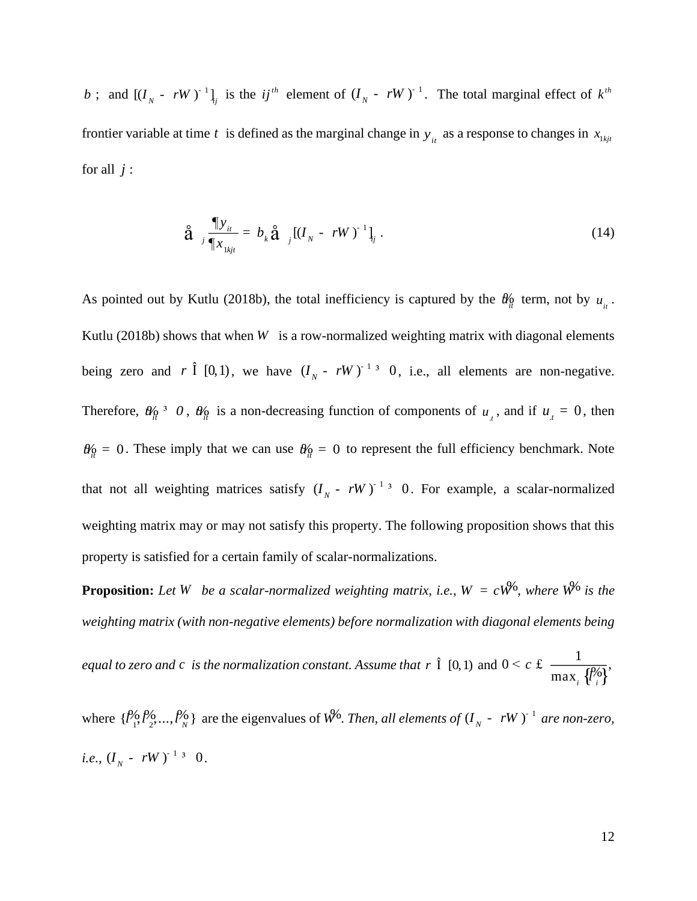$\beta$; and $[(I_N - \rho W)^{-1}]_{ij}$ is the $ij^{th}$ element of $(I_N - \rho W)^{-1}$. The total marginal effect of $k^{th}$ frontier variable at time $t$ is defined as the marginal change in $y_{it}$ as a response to changes in $x_{1kjt}$ for all $j$:

$$\sum_j \frac{\partial y_{it}}{\partial x_{1kjt}} = \beta_k \sum_j [(I_N - \rho W)^{-1}]_{ij}. \tag{14}$$

As pointed out by Kutlu (2018b), the total inefficiency is captured by the $\tilde{u}_{it}$ term, not by $u_{it}$. Kutlu (2018b) shows that when $W$ is a row-normalized weighting matrix with diagonal elements being zero and $\rho \in [0,1)$, we have $(I_N - \rho W)^{-1} \geq 0$, i.e., all elements are non-negative. Therefore, $\tilde{u}_{it} \geq 0$, $\tilde{u}_{it}$ is a non-decreasing function of components of $u_{.t}$, and if $u_{.t} = 0$, then $\tilde{u}_{it} = 0$. These imply that we can use $\tilde{u}_{it} = 0$ to represent the full efficiency benchmark. Note that not all weighting matrices satisfy $(I_N - \rho W)^{-1} \geq 0$. For example, a scalar-normalized weighting matrix may or may not satisfy this property. The following proposition shows that this property is satisfied for a certain family of scalar-normalizations.

**Proposition:** *Let $W$ be a scalar-normalized weighting matrix, i.e., $W = c\tilde{W}$, where $\tilde{W}$ is the weighting matrix (with non-negative elements) before normalization with diagonal elements being equal to zero and $c$ is the normalization constant. Assume that $\rho \in [0,1)$ and $0 < c \leq \frac{1}{\max_i \{\tilde{\lambda}_i\}}$, where $\{\tilde{\lambda}_1, \tilde{\lambda}_2, ..., \tilde{\lambda}_N\}$ are the eigenvalues of $\tilde{W}$. Then, all elements of $(I_N - \rho W)^{-1}$ are non-zero, i.e., $(I_N - \rho W)^{-1} \geq 0$.*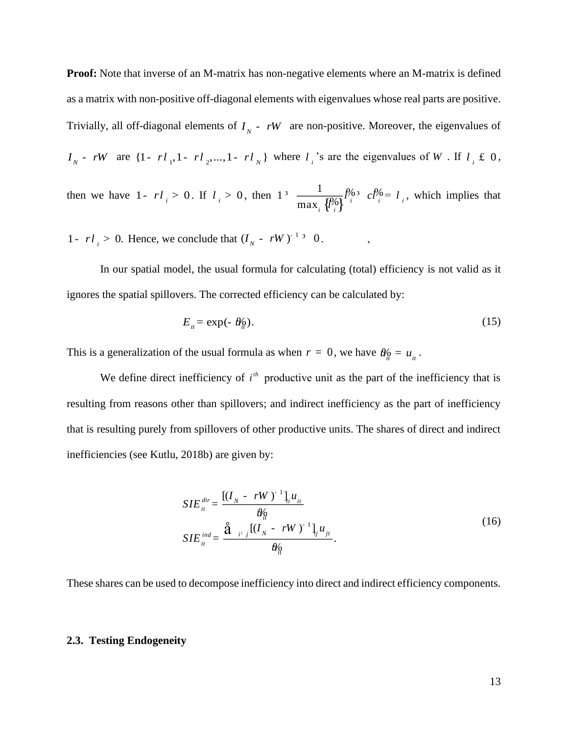**Proof:** Note that inverse of an M-matrix has non-negative elements where an M-matrix is defined as a matrix with non-positive off-diagonal elements with eigenvalues whose real parts are positive. Trivially, all off-diagonal elements of $I_N - \rho W$ are non-positive. Moreover, the eigenvalues of $I_N - \rho W$ are $\{1-\rho\lambda_1, 1-\rho\lambda_2, \ldots, 1-\rho\lambda_N\}$ where $\lambda_i$'s are the eigenvalues of $W$. If $\lambda_i \leq 0$, then we have $1-\rho\lambda_i > 0$. If $\lambda_i > 0$, then $1 \geq \frac{1}{\max_i\{\tilde{\lambda}_i\}}\tilde{\lambda}_i \geq c\tilde{\lambda}_i = \lambda_i$, which implies that $1-\rho\lambda_i > 0$. Hence, we conclude that $(I_N - \rho W)^{-1} \geq 0$. ∎

In our spatial model, the usual formula for calculating (total) efficiency is not valid as it ignores the spatial spillovers. The corrected efficiency can be calculated by:

$$E_{it} = \exp(-\tilde{u}_{it}). \tag{15}$$

This is a generalization of the usual formula as when $\rho = 0$, we have $\tilde{u}_{it} = u_{it}$.

We define direct inefficiency of $i^{th}$ productive unit as the part of the inefficiency that is resulting from reasons other than spillovers; and indirect inefficiency as the part of inefficiency that is resulting purely from spillovers of other productive units. The shares of direct and indirect inefficiencies (see Kutlu, 2018b) are given by:

$$\begin{aligned} SIE_{it}^{dir} &= \frac{[(I_N - \rho W)^{-1}]_{ii} u_{it}}{\tilde{u}_{it}} \\ SIE_{it}^{ind} &= \frac{\sum_{i \neq j} [(I_N - \rho W)^{-1}]_{ij} u_{jt}}{\tilde{u}_{it}}. \end{aligned} \tag{16}$$

These shares can be used to decompose inefficiency into direct and indirect efficiency components.

### 2.3. Testing Endogeneity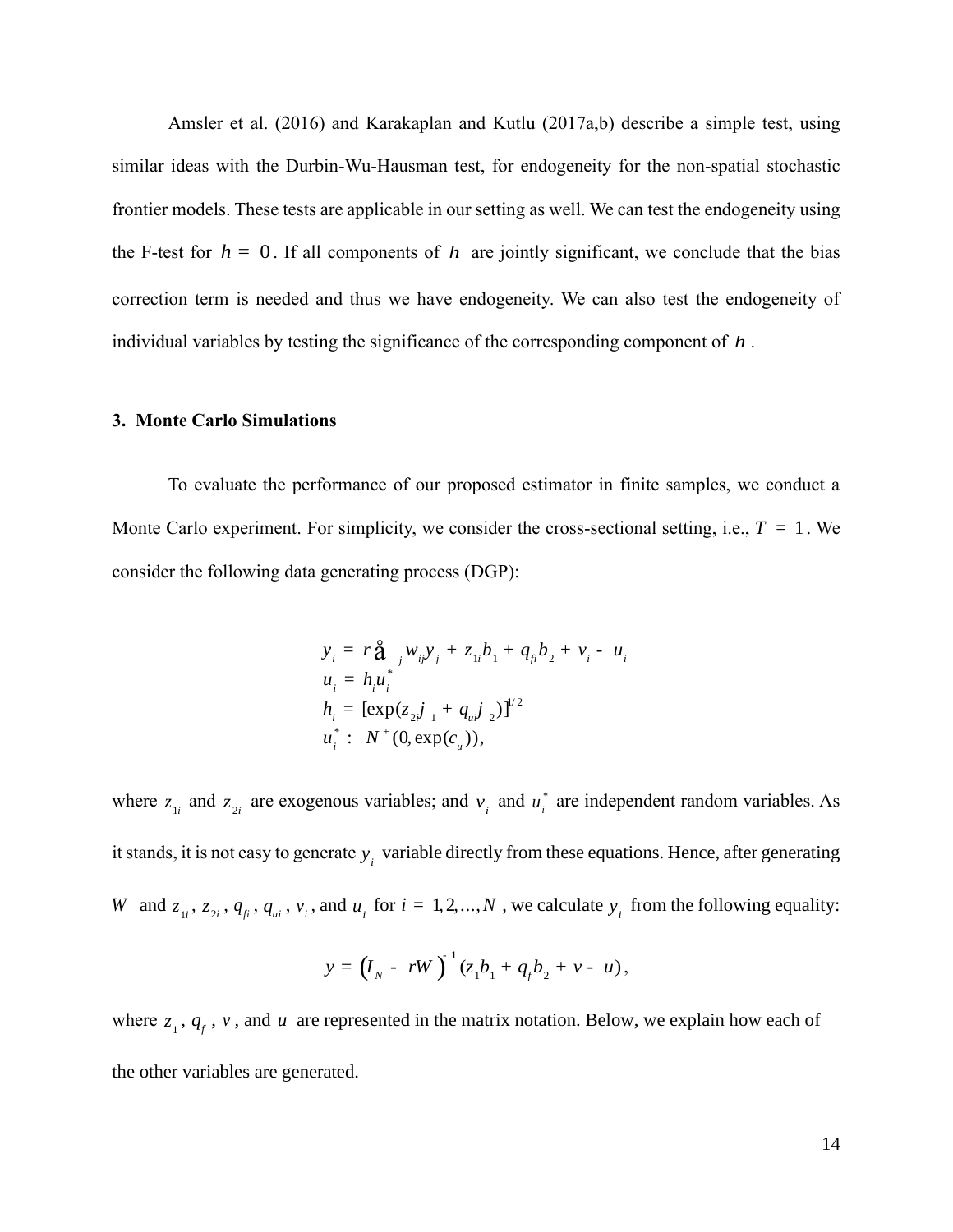Amsler et al. (2016) and Karakaplan and Kutlu (2017a,b) describe a simple test, using similar ideas with the Durbin-Wu-Hausman test, for endogeneity for the non-spatial stochastic frontier models. These tests are applicable in our setting as well. We can test the endogeneity using the F-test for $\eta = 0$. If all components of $\eta$ are jointly significant, we conclude that the bias correction term is needed and thus we have endogeneity. We can also test the endogeneity of individual variables by testing the significance of the corresponding component of $\eta$.

### 3. Monte Carlo Simulations

To evaluate the performance of our proposed estimator in finite samples, we conduct a Monte Carlo experiment. For simplicity, we consider the cross-sectional setting, i.e., $T = 1$. We consider the following data generating process (DGP):

$$
\begin{aligned}
y_i &= \rho \sum_j w_{ij} y_j + z_{1i}\beta_1 + q_{fi}\beta_2 + v_i - u_i \\
u_i &= h_i u_i^* \\
h_i &= [\exp(z_{2i}\varphi_1 + q_{ui}\varphi_2)]^{1/2} \\
u_i^* &\sim N^+(0, \exp(c_u)),
\end{aligned}
$$

where $z_{1i}$ and $z_{2i}$ are exogenous variables; and $v_i$ and $u_i^*$ are independent random variables. As it stands, it is not easy to generate $y_i$ variable directly from these equations. Hence, after generating $W$ and $z_{1i}$, $z_{2i}$, $q_{fi}$, $q_{ui}$, $v_i$, and $u_i$ for $i = 1, 2, \ldots, N$, we calculate $y_i$ from the following equality:

$$
y = \left(I_N - \rho W\right)^{-1}(z_1\beta_1 + q_f\beta_2 + v - u),
$$

where $z_1$, $q_f$, $v$, and $u$ are represented in the matrix notation. Below, we explain how each of the other variables are generated.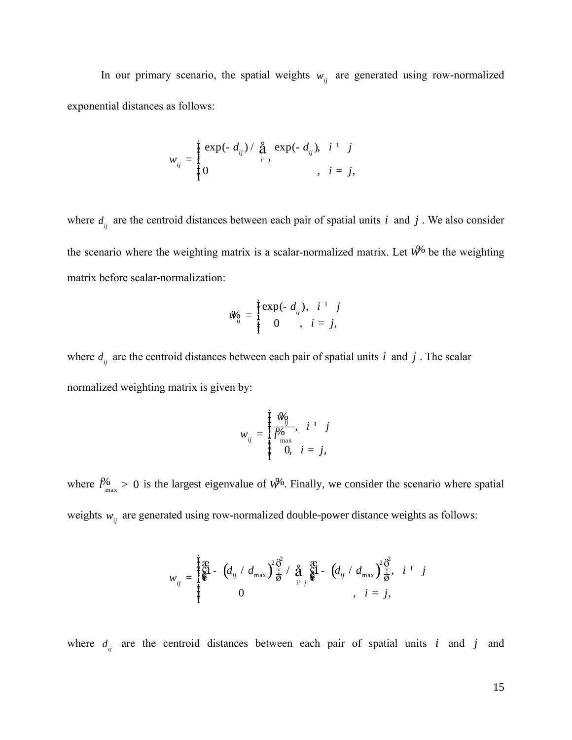In our primary scenario, the spatial weights $w_{ij}$ are generated using row-normalized exponential distances as follows:

$$w_{ij} = \begin{cases} \exp(-d_{ij}) / \sum_{i \neq j} \exp(-d_{ij}), & i \neq j \\ 0 & , \ i = j, \end{cases}$$

where $d_{ij}$ are the centroid distances between each pair of spatial units $i$ and $j$. We also consider the scenario where the weighting matrix is a scalar-normalized matrix. Let $\tilde{W}$ be the weighting matrix before scalar-normalization:

$$\tilde{w}_{ij} = \begin{cases} \exp(-d_{ij}), & i \neq j \\ 0 & , \ i = j, \end{cases}$$

where $d_{ij}$ are the centroid distances between each pair of spatial units $i$ and $j$. The scalar normalized weighting matrix is given by:

$$w_{ij} = \begin{cases} \dfrac{\tilde{w}_{ij}}{\tilde{\lambda}_{\max}}, & i \neq j \\ 0, & i = j, \end{cases}$$

where $\tilde{\lambda}_{\max} > 0$ is the largest eigenvalue of $\tilde{W}$. Finally, we consider the scenario where spatial weights $w_{ij}$ are generated using row-normalized double-power distance weights as follows:

$$w_{ij} = \begin{cases} \left(1 - \left(d_{ij} / d_{\max}\right)^2\right)^2 / \sum_{i \neq j} \left(1 - \left(d_{ij} / d_{\max}\right)^2\right)^2, & i \neq j \\ 0 & , \ i = j, \end{cases}$$

where $d_{ij}$ are the centroid distances between each pair of spatial units $i$ and $j$ and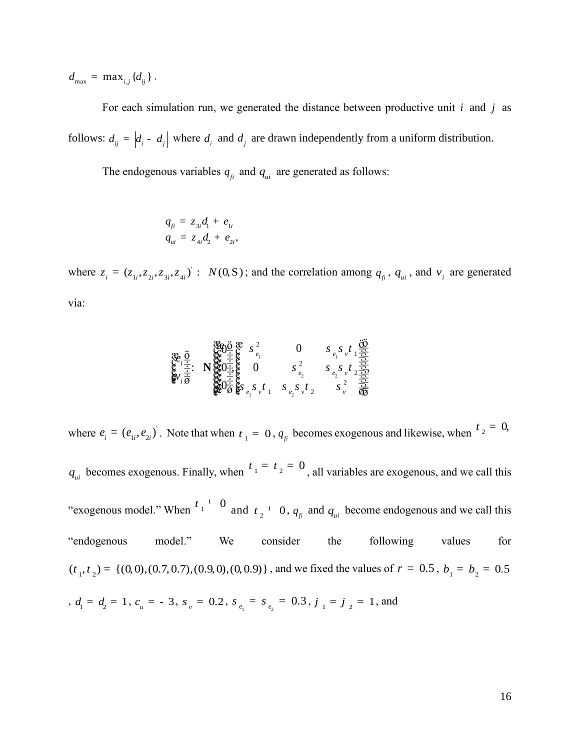$d_{\max} = \max_{i,j}\{d_{ij}\}$.

For each simulation run, we generated the distance between productive unit $i$ and $j$ as follows: $d_{ij} = |d_i - d_j|$ where $d_i$ and $d_j$ are drawn independently from a uniform distribution.

The endogenous variables $q_{fi}$ and $q_{ui}$ are generated as follows:

$$
\begin{aligned}
q_{fi} &= z_{3i}\delta_1 + e_{1i} \\
q_{ui} &= z_{4i}\delta_2 + e_{2i},
\end{aligned}
$$

where $z_i = (z_{1i}, z_{2i}, z_{3i}, z_{4i})' \sim N(0, \Sigma)$; and the correlation among $q_{fi}$, $q_{ui}$, and $v_i$ are generated via:

$$
\begin{pmatrix} e_i \\ v_i \end{pmatrix} \sim \mathbf{N}\left( \begin{pmatrix} 0 \\ 0 \\ 0 \end{pmatrix}, \begin{pmatrix} \sigma_{e_1}^2 & 0 & \sigma_{e_1}\sigma_v \tau_1 \\ 0 & \sigma_{e_2}^2 & \sigma_{e_2}\sigma_v \tau_2 \\ \sigma_{e_1}\sigma_v \tau_1 & \sigma_{e_2}\sigma_v \tau_2 & \sigma_v^2 \end{pmatrix} \right)
$$

where $e_i = (e_{1i}, e_{2i})'$. Note that when $\tau_1 = 0$, $q_{fi}$ becomes exogenous and likewise, when $\tau_2 = 0$, $q_{ui}$ becomes exogenous. Finally, when $\tau_1 = \tau_2 = 0$, all variables are exogenous, and we call this "exogenous model." When $\tau_1 \neq 0$ and $\tau_2 \neq 0$, $q_{fi}$ and $q_{ui}$ become endogenous and we call this "endogenous model." We consider the following values for $(\tau_1, \tau_2) = \{(0,0), (0.7, 0.7), (0.9, 0), (0, 0.9)\}$, and we fixed the values of $r = 0.5$, $\beta_1 = \beta_2 = 0.5$, $\delta_1 = \delta_2 = 1$, $c_u = -3$, $\sigma_v = 0.2$, $\sigma_{e_1} = \sigma_{e_2} = 0.3$, $\varphi_1 = \varphi_2 = 1$, and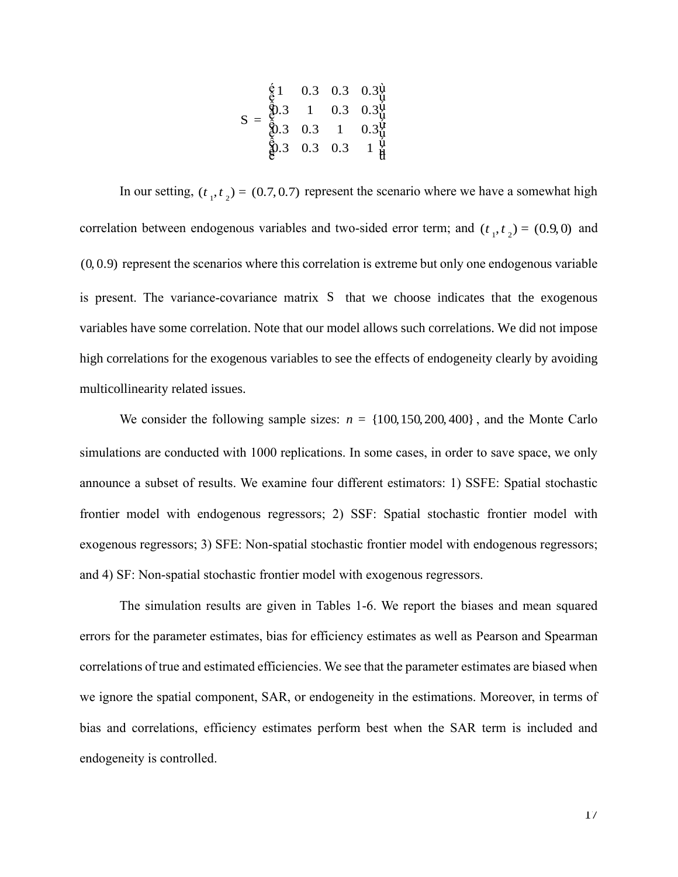$$\Sigma = \begin{bmatrix} 1 & 0.3 & 0.3 & 0.3 \\ 0.3 & 1 & 0.3 & 0.3 \\ 0.3 & 0.3 & 1 & 0.3 \\ 0.3 & 0.3 & 0.3 & 1 \end{bmatrix}$$

In our setting, $(\tau_1, \tau_2) = (0.7, 0.7)$ represent the scenario where we have a somewhat high correlation between endogenous variables and two-sided error term; and $(\tau_1, \tau_2) = (0.9, 0)$ and $(0, 0.9)$ represent the scenarios where this correlation is extreme but only one endogenous variable is present. The variance-covariance matrix $\Sigma$ that we choose indicates that the exogenous variables have some correlation. Note that our model allows such correlations. We did not impose high correlations for the exogenous variables to see the effects of endogeneity clearly by avoiding multicollinearity related issues.

We consider the following sample sizes: $n = \{100, 150, 200, 400\}$, and the Monte Carlo simulations are conducted with 1000 replications. In some cases, in order to save space, we only announce a subset of results. We examine four different estimators: 1) SSFE: Spatial stochastic frontier model with endogenous regressors; 2) SSF: Spatial stochastic frontier model with exogenous regressors; 3) SFE: Non-spatial stochastic frontier model with endogenous regressors; and 4) SF: Non-spatial stochastic frontier model with exogenous regressors.

The simulation results are given in Tables 1-6. We report the biases and mean squared errors for the parameter estimates, bias for efficiency estimates as well as Pearson and Spearman correlations of true and estimated efficiencies. We see that the parameter estimates are biased when we ignore the spatial component, SAR, or endogeneity in the estimations. Moreover, in terms of bias and correlations, efficiency estimates perform best when the SAR term is included and endogeneity is controlled.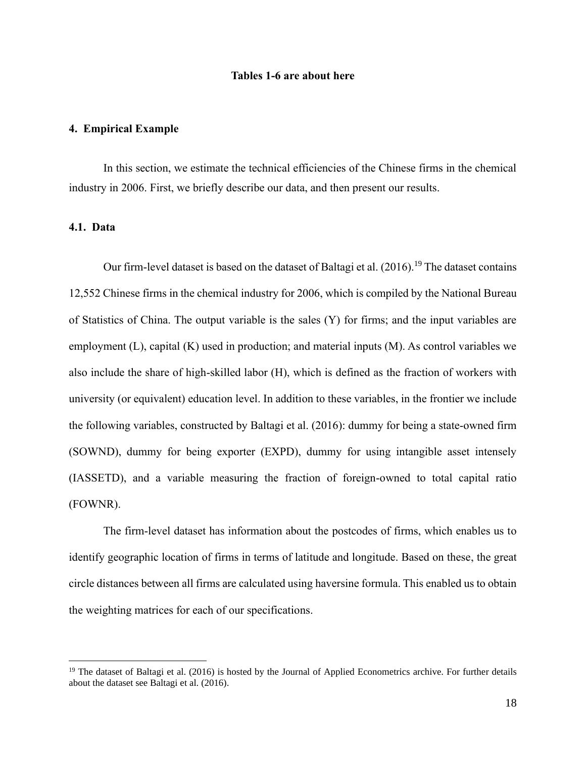**Tables 1-6 are about here**

## 4. Empirical Example

In this section, we estimate the technical efficiencies of the Chinese firms in the chemical industry in 2006. First, we briefly describe our data, and then present our results.

### 4.1. Data

Our firm-level dataset is based on the dataset of Baltagi et al. (2016).[19] The dataset contains 12,552 Chinese firms in the chemical industry for 2006, which is compiled by the National Bureau of Statistics of China. The output variable is the sales (Y) for firms; and the input variables are employment (L), capital (K) used in production; and material inputs (M). As control variables we also include the share of high-skilled labor (H), which is defined as the fraction of workers with university (or equivalent) education level. In addition to these variables, in the frontier we include the following variables, constructed by Baltagi et al. (2016): dummy for being a state-owned firm (SOWND), dummy for being exporter (EXPD), dummy for using intangible asset intensely (IASSETD), and a variable measuring the fraction of foreign-owned to total capital ratio (FOWNR).

The firm-level dataset has information about the postcodes of firms, which enables us to identify geographic location of firms in terms of latitude and longitude. Based on these, the great circle distances between all firms are calculated using haversine formula. This enabled us to obtain the weighting matrices for each of our specifications.

---

[19] The dataset of Baltagi et al. (2016) is hosted by the Journal of Applied Econometrics archive. For further details about the dataset see Baltagi et al. (2016).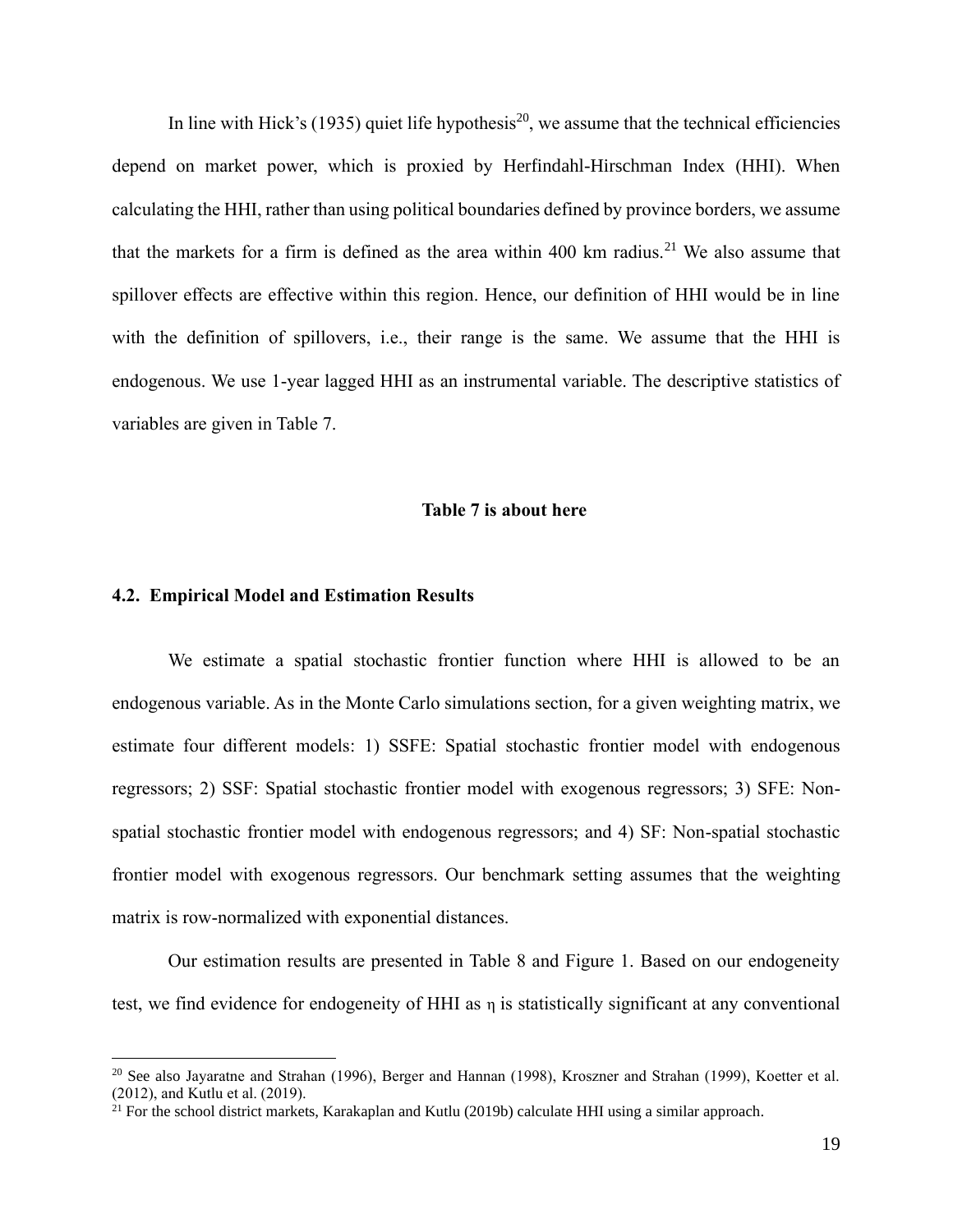In line with Hick's (1935) quiet life hypothesis[20], we assume that the technical efficiencies depend on market power, which is proxied by Herfindahl-Hirschman Index (HHI). When calculating the HHI, rather than using political boundaries defined by province borders, we assume that the markets for a firm is defined as the area within 400 km radius.[21] We also assume that spillover effects are effective within this region. Hence, our definition of HHI would be in line with the definition of spillovers, i.e., their range is the same. We assume that the HHI is endogenous. We use 1-year lagged HHI as an instrumental variable. The descriptive statistics of variables are given in Table 7.

**Table 7 is about here**

### 4.2. Empirical Model and Estimation Results

We estimate a spatial stochastic frontier function where HHI is allowed to be an endogenous variable. As in the Monte Carlo simulations section, for a given weighting matrix, we estimate four different models: 1) SSFE: Spatial stochastic frontier model with endogenous regressors; 2) SSF: Spatial stochastic frontier model with exogenous regressors; 3) SFE: Non-spatial stochastic frontier model with endogenous regressors; and 4) SF: Non-spatial stochastic frontier model with exogenous regressors. Our benchmark setting assumes that the weighting matrix is row-normalized with exponential distances.

Our estimation results are presented in Table 8 and Figure 1. Based on our endogeneity test, we find evidence for endogeneity of HHI as $\eta$ is statistically significant at any conventional

[20] See also Jayaratne and Strahan (1996), Berger and Hannan (1998), Kroszner and Strahan (1999), Koetter et al. (2012), and Kutlu et al. (2019).

[21] For the school district markets, Karakaplan and Kutlu (2019b) calculate HHI using a similar approach.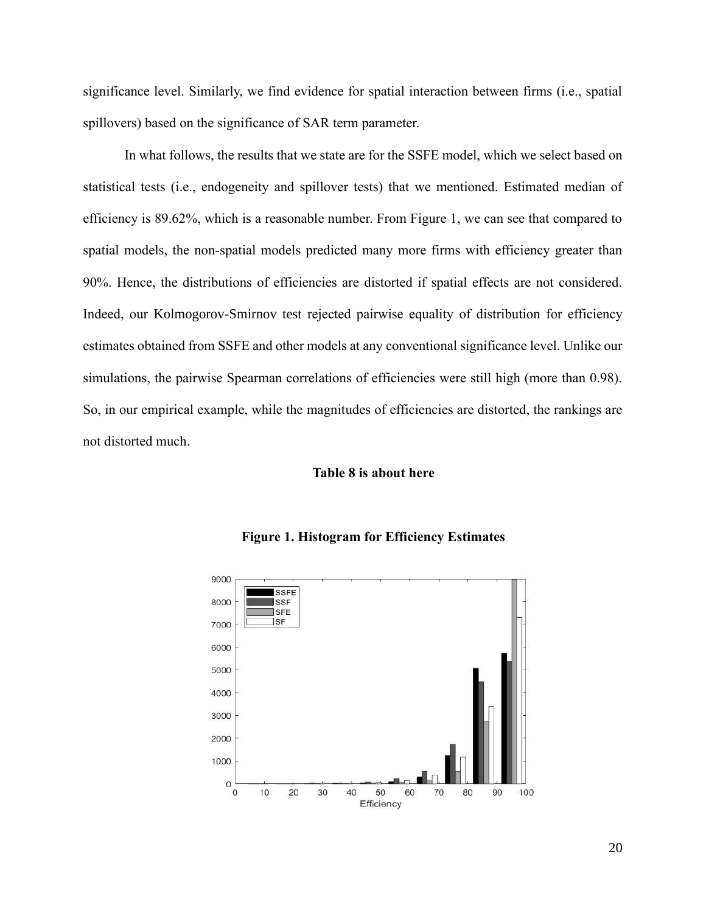significance level. Similarly, we find evidence for spatial interaction between firms (i.e., spatial spillovers) based on the significance of SAR term parameter.

In what follows, the results that we state are for the SSFE model, which we select based on statistical tests (i.e., endogeneity and spillover tests) that we mentioned. Estimated median of efficiency is 89.62%, which is a reasonable number. From Figure 1, we can see that compared to spatial models, the non-spatial models predicted many more firms with efficiency greater than 90%. Hence, the distributions of efficiencies are distorted if spatial effects are not considered. Indeed, our Kolmogorov-Smirnov test rejected pairwise equality of distribution for efficiency estimates obtained from SSFE and other models at any conventional significance level. Unlike our simulations, the pairwise Spearman correlations of efficiencies were still high (more than 0.98). So, in our empirical example, while the magnitudes of efficiencies are distorted, the rankings are not distorted much.

**Table 8 is about here**

**Figure 1. Histogram for Efficiency Estimates**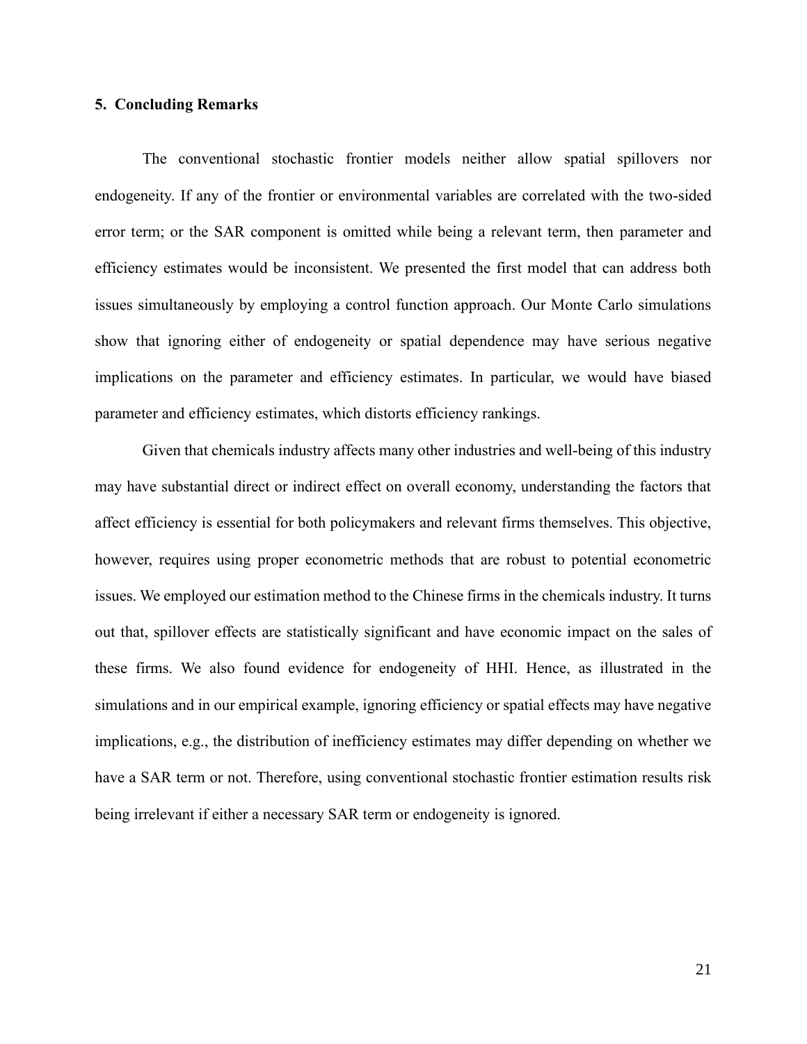## 5. Concluding Remarks

The conventional stochastic frontier models neither allow spatial spillovers nor endogeneity. If any of the frontier or environmental variables are correlated with the two-sided error term; or the SAR component is omitted while being a relevant term, then parameter and efficiency estimates would be inconsistent. We presented the first model that can address both issues simultaneously by employing a control function approach. Our Monte Carlo simulations show that ignoring either of endogeneity or spatial dependence may have serious negative implications on the parameter and efficiency estimates. In particular, we would have biased parameter and efficiency estimates, which distorts efficiency rankings.

Given that chemicals industry affects many other industries and well-being of this industry may have substantial direct or indirect effect on overall economy, understanding the factors that affect efficiency is essential for both policymakers and relevant firms themselves. This objective, however, requires using proper econometric methods that are robust to potential econometric issues. We employed our estimation method to the Chinese firms in the chemicals industry. It turns out that, spillover effects are statistically significant and have economic impact on the sales of these firms. We also found evidence for endogeneity of HHI. Hence, as illustrated in the simulations and in our empirical example, ignoring efficiency or spatial effects may have negative implications, e.g., the distribution of inefficiency estimates may differ depending on whether we have a SAR term or not. Therefore, using conventional stochastic frontier estimation results risk being irrelevant if either a necessary SAR term or endogeneity is ignored.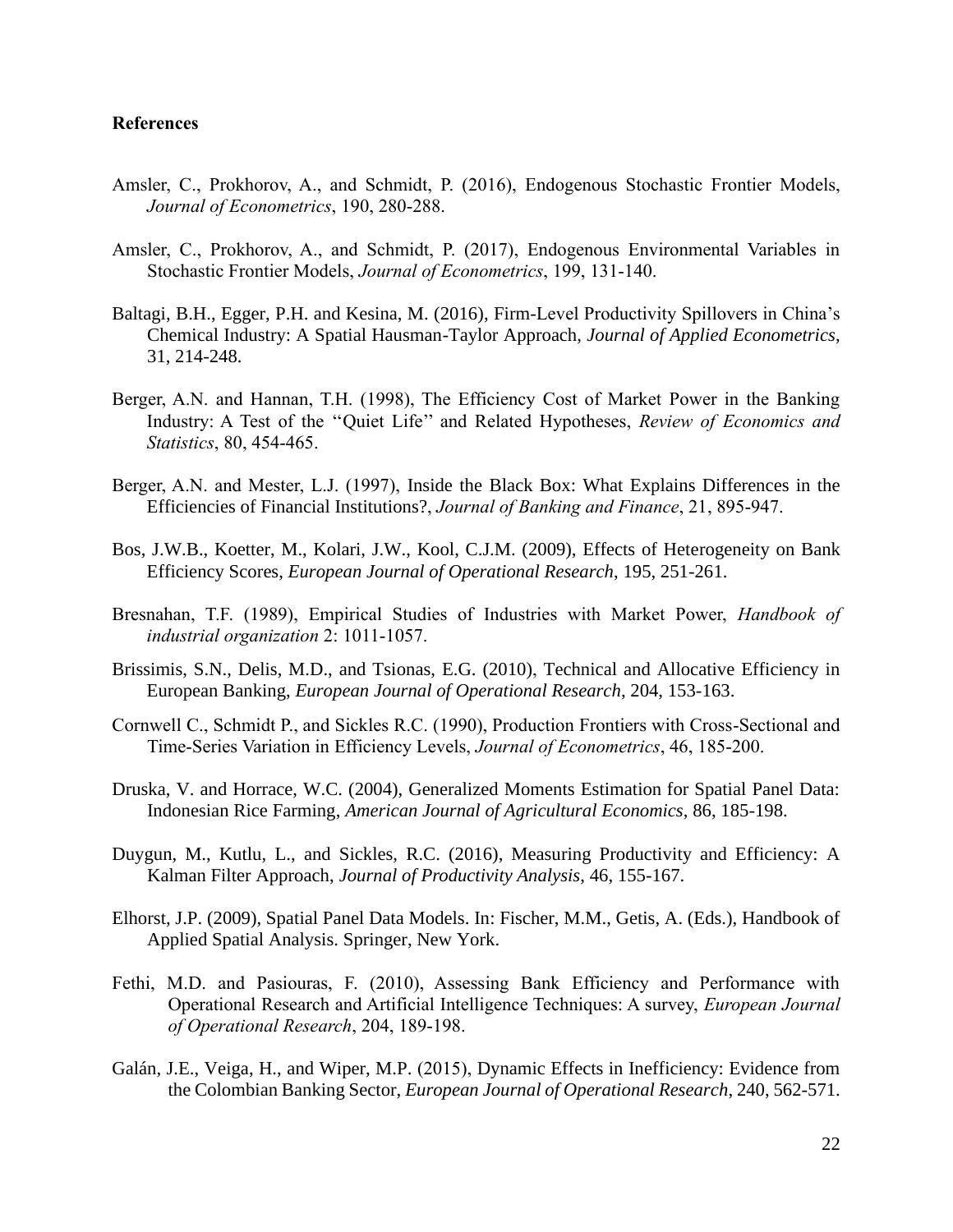**References**

Amsler, C., Prokhorov, A., and Schmidt, P. (2016), Endogenous Stochastic Frontier Models, *Journal of Econometrics*, 190, 280-288.

Amsler, C., Prokhorov, A., and Schmidt, P. (2017), Endogenous Environmental Variables in Stochastic Frontier Models, *Journal of Econometrics*, 199, 131-140.

Baltagi, B.H., Egger, P.H. and Kesina, M. (2016), Firm-Level Productivity Spillovers in China's Chemical Industry: A Spatial Hausman-Taylor Approach, *Journal of Applied Econometrics*, 31, 214-248.

Berger, A.N. and Hannan, T.H. (1998), The Efficiency Cost of Market Power in the Banking Industry: A Test of the ''Quiet Life'' and Related Hypotheses, *Review of Economics and Statistics*, 80, 454-465.

Berger, A.N. and Mester, L.J. (1997), Inside the Black Box: What Explains Differences in the Efficiencies of Financial Institutions?, *Journal of Banking and Finance*, 21, 895-947.

Bos, J.W.B., Koetter, M., Kolari, J.W., Kool, C.J.M. (2009), Effects of Heterogeneity on Bank Efficiency Scores, *European Journal of Operational Research*, 195, 251-261.

Bresnahan, T.F. (1989), Empirical Studies of Industries with Market Power, *Handbook of industrial organization* 2: 1011-1057.

Brissimis, S.N., Delis, M.D., and Tsionas, E.G. (2010), Technical and Allocative Efficiency in European Banking, *European Journal of Operational Research*, 204, 153-163.

Cornwell C., Schmidt P., and Sickles R.C. (1990), Production Frontiers with Cross-Sectional and Time-Series Variation in Efficiency Levels, *Journal of Econometrics*, 46, 185-200.

Druska, V. and Horrace, W.C. (2004), Generalized Moments Estimation for Spatial Panel Data: Indonesian Rice Farming, *American Journal of Agricultural Economics*, 86, 185-198.

Duygun, M., Kutlu, L., and Sickles, R.C. (2016), Measuring Productivity and Efficiency: A Kalman Filter Approach, *Journal of Productivity Analysis*, 46, 155-167.

Elhorst, J.P. (2009), Spatial Panel Data Models. In: Fischer, M.M., Getis, A. (Eds.), Handbook of Applied Spatial Analysis. Springer, New York.

Fethi, M.D. and Pasiouras, F. (2010), Assessing Bank Efficiency and Performance with Operational Research and Artificial Intelligence Techniques: A survey, *European Journal of Operational Research*, 204, 189-198.

Galán, J.E., Veiga, H., and Wiper, M.P. (2015), Dynamic Effects in Inefficiency: Evidence from the Colombian Banking Sector, *European Journal of Operational Research*, 240, 562-571.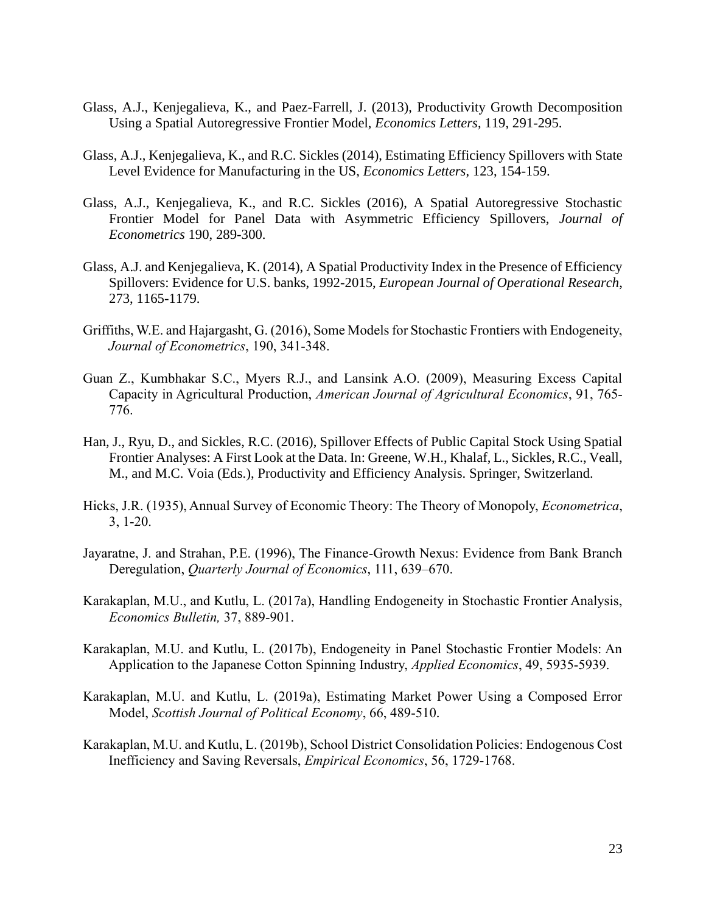Glass, A.J., Kenjegalieva, K., and Paez-Farrell, J. (2013), Productivity Growth Decomposition Using a Spatial Autoregressive Frontier Model, *Economics Letters*, 119, 291-295.

Glass, A.J., Kenjegalieva, K., and R.C. Sickles (2014), Estimating Efficiency Spillovers with State Level Evidence for Manufacturing in the US, *Economics Letters*, 123, 154-159.

Glass, A.J., Kenjegalieva, K., and R.C. Sickles (2016), A Spatial Autoregressive Stochastic Frontier Model for Panel Data with Asymmetric Efficiency Spillovers, *Journal of Econometrics* 190, 289-300.

Glass, A.J. and Kenjegalieva, K. (2014), A Spatial Productivity Index in the Presence of Efficiency Spillovers: Evidence for U.S. banks, 1992-2015, *European Journal of Operational Research*, 273, 1165-1179.

Griffiths, W.E. and Hajargasht, G. (2016), Some Models for Stochastic Frontiers with Endogeneity, *Journal of Econometrics*, 190, 341-348.

Guan Z., Kumbhakar S.C., Myers R.J., and Lansink A.O. (2009), Measuring Excess Capital Capacity in Agricultural Production, *American Journal of Agricultural Economics*, 91, 765-776.

Han, J., Ryu, D., and Sickles, R.C. (2016), Spillover Effects of Public Capital Stock Using Spatial Frontier Analyses: A First Look at the Data. In: Greene, W.H., Khalaf, L., Sickles, R.C., Veall, M., and M.C. Voia (Eds.), Productivity and Efficiency Analysis. Springer, Switzerland.

Hicks, J.R. (1935), Annual Survey of Economic Theory: The Theory of Monopoly, *Econometrica*, 3, 1-20.

Jayaratne, J. and Strahan, P.E. (1996), The Finance-Growth Nexus: Evidence from Bank Branch Deregulation, *Quarterly Journal of Economics*, 111, 639–670.

Karakaplan, M.U., and Kutlu, L. (2017a), Handling Endogeneity in Stochastic Frontier Analysis, *Economics Bulletin,* 37, 889-901.

Karakaplan, M.U. and Kutlu, L. (2017b), Endogeneity in Panel Stochastic Frontier Models: An Application to the Japanese Cotton Spinning Industry, *Applied Economics*, 49, 5935-5939.

Karakaplan, M.U. and Kutlu, L. (2019a), Estimating Market Power Using a Composed Error Model, *Scottish Journal of Political Economy*, 66, 489-510.

Karakaplan, M.U. and Kutlu, L. (2019b), School District Consolidation Policies: Endogenous Cost Inefficiency and Saving Reversals, *Empirical Economics*, 56, 1729-1768.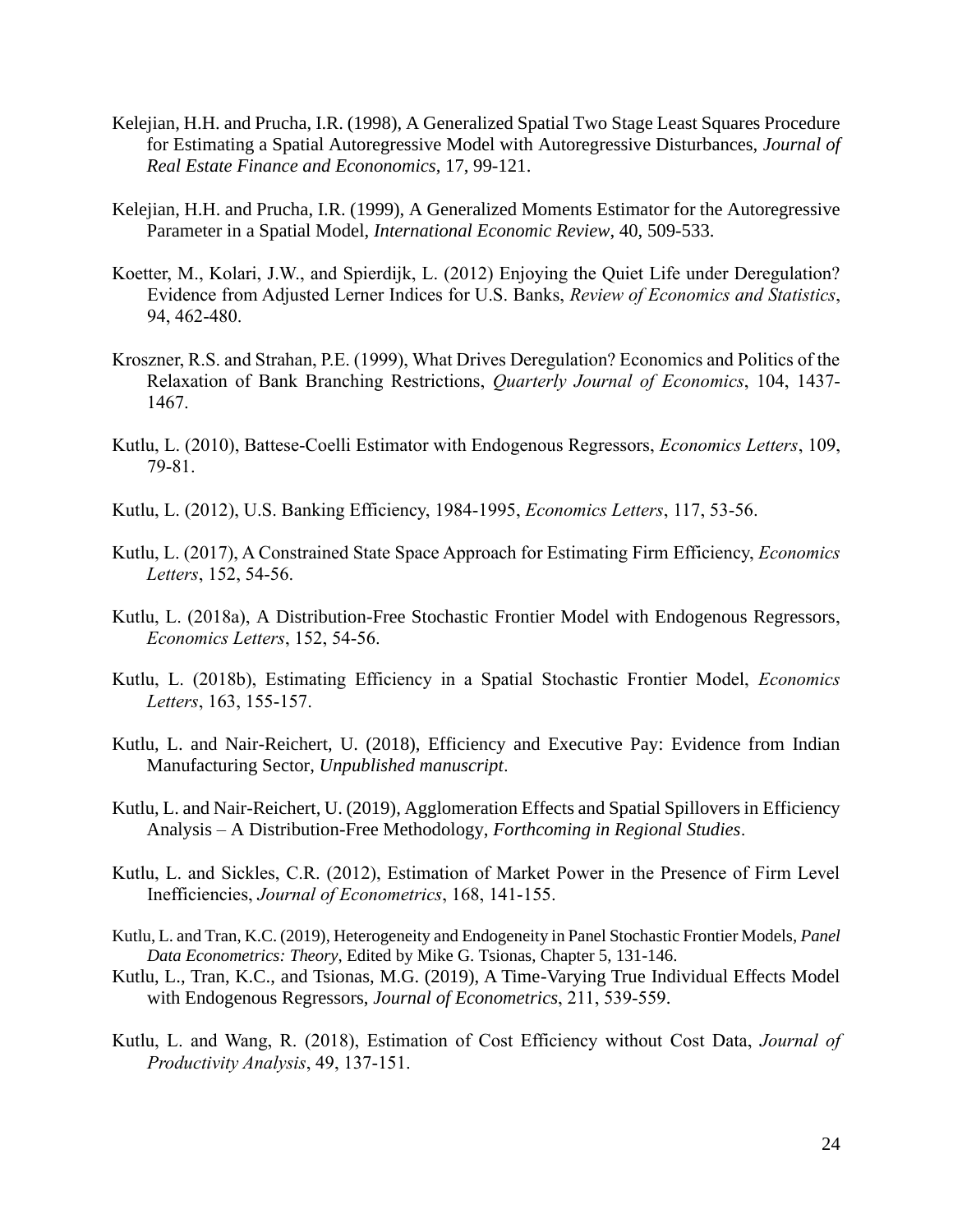Kelejian, H.H. and Prucha, I.R. (1998), A Generalized Spatial Two Stage Least Squares Procedure for Estimating a Spatial Autoregressive Model with Autoregressive Disturbances, *Journal of Real Estate Finance and Econonomics*, 17, 99-121.

Kelejian, H.H. and Prucha, I.R. (1999), A Generalized Moments Estimator for the Autoregressive Parameter in a Spatial Model, *International Economic Review*, 40, 509-533.

Koetter, M., Kolari, J.W., and Spierdijk, L. (2012) Enjoying the Quiet Life under Deregulation? Evidence from Adjusted Lerner Indices for U.S. Banks, *Review of Economics and Statistics*, 94, 462-480.

Kroszner, R.S. and Strahan, P.E. (1999), What Drives Deregulation? Economics and Politics of the Relaxation of Bank Branching Restrictions, *Quarterly Journal of Economics*, 104, 1437-1467.

Kutlu, L. (2010), Battese-Coelli Estimator with Endogenous Regressors, *Economics Letters*, 109, 79-81.

Kutlu, L. (2012), U.S. Banking Efficiency, 1984-1995, *Economics Letters*, 117, 53-56.

Kutlu, L. (2017), A Constrained State Space Approach for Estimating Firm Efficiency, *Economics Letters*, 152, 54-56.

Kutlu, L. (2018a), A Distribution-Free Stochastic Frontier Model with Endogenous Regressors, *Economics Letters*, 152, 54-56.

Kutlu, L. (2018b), Estimating Efficiency in a Spatial Stochastic Frontier Model, *Economics Letters*, 163, 155-157.

Kutlu, L. and Nair-Reichert, U. (2018), Efficiency and Executive Pay: Evidence from Indian Manufacturing Sector, *Unpublished manuscript*.

Kutlu, L. and Nair-Reichert, U. (2019), Agglomeration Effects and Spatial Spillovers in Efficiency Analysis – A Distribution-Free Methodology, *Forthcoming in Regional Studies*.

Kutlu, L. and Sickles, C.R. (2012), Estimation of Market Power in the Presence of Firm Level Inefficiencies, *Journal of Econometrics*, 168, 141-155.

Kutlu, L. and Tran, K.C. (2019), Heterogeneity and Endogeneity in Panel Stochastic Frontier Models, *Panel Data Econometrics: Theory*, Edited by Mike G. Tsionas, Chapter 5, 131-146.

Kutlu, L., Tran, K.C., and Tsionas, M.G. (2019), A Time-Varying True Individual Effects Model with Endogenous Regressors, *Journal of Econometrics*, 211, 539-559.

Kutlu, L. and Wang, R. (2018), Estimation of Cost Efficiency without Cost Data, *Journal of Productivity Analysis*, 49, 137-151.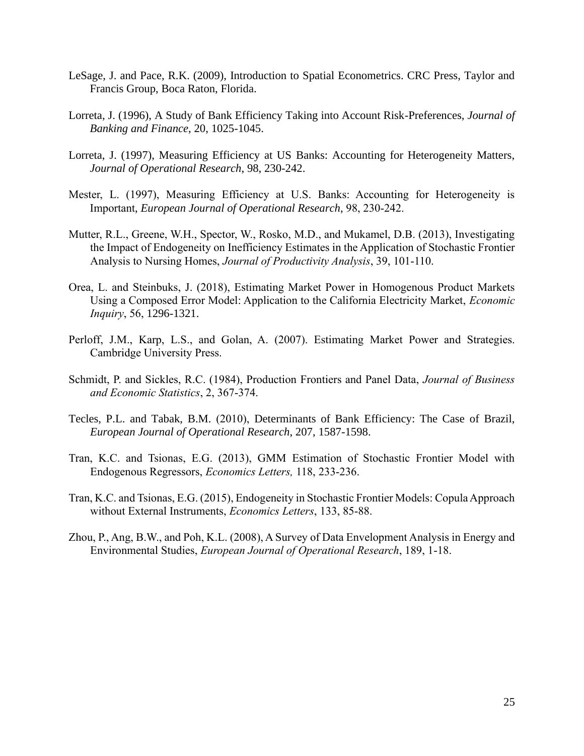LeSage, J. and Pace, R.K. (2009), Introduction to Spatial Econometrics. CRC Press, Taylor and Francis Group, Boca Raton, Florida.

Lorreta, J. (1996), A Study of Bank Efficiency Taking into Account Risk-Preferences, *Journal of Banking and Finance*, 20, 1025-1045.

Lorreta, J. (1997), Measuring Efficiency at US Banks: Accounting for Heterogeneity Matters, *Journal of Operational Research*, 98, 230-242.

Mester, L. (1997), Measuring Efficiency at U.S. Banks: Accounting for Heterogeneity is Important, *European Journal of Operational Research*, 98, 230-242.

Mutter, R.L., Greene, W.H., Spector, W., Rosko, M.D., and Mukamel, D.B. (2013), Investigating the Impact of Endogeneity on Inefficiency Estimates in the Application of Stochastic Frontier Analysis to Nursing Homes, *Journal of Productivity Analysis*, 39, 101-110.

Orea, L. and Steinbuks, J. (2018), Estimating Market Power in Homogenous Product Markets Using a Composed Error Model: Application to the California Electricity Market, *Economic Inquiry*, 56, 1296-1321.

Perloff, J.M., Karp, L.S., and Golan, A. (2007). Estimating Market Power and Strategies. Cambridge University Press.

Schmidt, P. and Sickles, R.C. (1984), Production Frontiers and Panel Data, *Journal of Business and Economic Statistics*, 2, 367-374.

Tecles, P.L. and Tabak, B.M. (2010), Determinants of Bank Efficiency: The Case of Brazil, *European Journal of Operational Research*, 207, 1587-1598.

Tran, K.C. and Tsionas, E.G. (2013), GMM Estimation of Stochastic Frontier Model with Endogenous Regressors, *Economics Letters,* 118, 233-236.

Tran, K.C. and Tsionas, E.G. (2015), Endogeneity in Stochastic Frontier Models: Copula Approach without External Instruments, *Economics Letters*, 133, 85-88.

Zhou, P., Ang, B.W., and Poh, K.L. (2008), A Survey of Data Envelopment Analysis in Energy and Environmental Studies, *European Journal of Operational Research*, 189, 1-18.